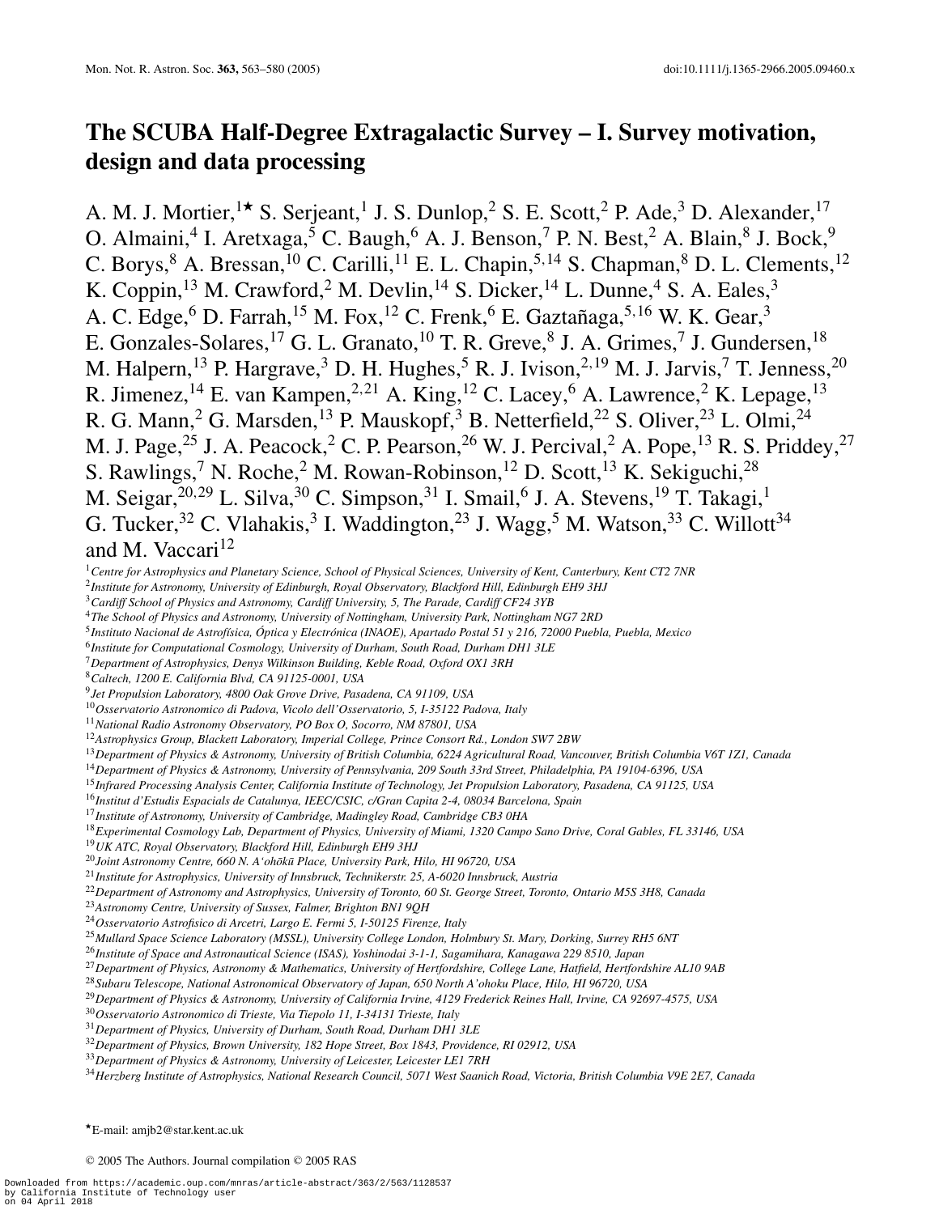# The SCUBA Half-Degree Extragalactic Survey – I. Survey motivation, design and data processing

A. M. J. Mortier,[1⋆] S. Serjeant,[1] J. S. Dunlop,[2] S. E. Scott,[2] P. Ade,[3] D. Alexander,[17] O. Almaini,[4] I. Aretxaga,[5] C. Baugh,[6] A. J. Benson,[7] P. N. Best,[2] A. Blain,[8] J. Bock,[9] C. Borys,[8] A. Bressan,[10] C. Carilli,[11] E. L. Chapin,[5,14] S. Chapman,[8] D. L. Clements,[12] K. Coppin,[13] M. Crawford,[2] M. Devlin,[14] S. Dicker,[14] L. Dunne,[4] S. A. Eales,[3] A. C. Edge,[6] D. Farrah,[15] M. Fox,[12] C. Frenk,[6] E. Gaztañaga,[5,16] W. K. Gear,[3] E. Gonzales-Solares,[17] G. L. Granato,[10] T. R. Greve,[8] J. A. Grimes,[7] J. Gundersen,[18] M. Halpern,[13] P. Hargrave,[3] D. H. Hughes,[5] R. J. Ivison,[2,19] M. J. Jarvis,[7] T. Jenness,[20] R. Jimenez,[14] E. van Kampen,[2,21] A. King,[12] C. Lacey,[6] A. Lawrence,[2] K. Lepage,[13] R. G. Mann,[2] G. Marsden,[13] P. Mauskopf,[3] B. Netterfield,[22] S. Oliver,[23] L. Olmi,[24] M. J. Page,[25] J. A. Peacock,[2] C. P. Pearson,[26] W. J. Percival,[2] A. Pope,[13] R. S. Priddey,[27] S. Rawlings,[7] N. Roche,[2] M. Rowan-Robinson,[12] D. Scott,[13] K. Sekiguchi,[28] M. Seigar,[20,29] L. Silva,[30] C. Simpson,[31] I. Smail,[6] J. A. Stevens,[19] T. Takagi,[1] G. Tucker,[32] C. Vlahakis,[3] I. Waddington,[23] J. Wagg,[5] M. Watson,[33] C. Willott[34] and M. Vaccari[12]

[1]*Centre for Astrophysics and Planetary Science, School of Physical Sciences, University of Kent, Canterbury, Kent CT2 7NR*
[2]*Institute for Astronomy, University of Edinburgh, Royal Observatory, Blackford Hill, Edinburgh EH9 3HJ*
[3]*Cardiff School of Physics and Astronomy, Cardiff University, 5, The Parade, Cardiff CF24 3YB*
[4]*The School of Physics and Astronomy, University of Nottingham, University Park, Nottingham NG7 2RD*
[5]*Instituto Nacional de Astrofísica, Óptica y Electrónica (INAOE), Apartado Postal 51 y 216, 72000 Puebla, Puebla, Mexico*
[6]*Institute for Computational Cosmology, University of Durham, South Road, Durham DH1 3LE*
[7]*Department of Astrophysics, Denys Wilkinson Building, Keble Road, Oxford OX1 3RH*
[8]*Caltech, 1200 E. California Blvd, CA 91125-0001, USA*
[9]*Jet Propulsion Laboratory, 4800 Oak Grove Drive, Pasadena, CA 91109, USA*
[10]*Osservatorio Astronomico di Padova, Vicolo dell'Osservatorio, 5, I-35122 Padova, Italy*
[11]*National Radio Astronomy Observatory, PO Box O, Socorro, NM 87801, USA*
[12]*Astrophysics Group, Blackett Laboratory, Imperial College, Prince Consort Rd., London SW7 2BW*
[13]*Department of Physics & Astronomy, University of British Columbia, 6224 Agricultural Road, Vancouver, British Columbia V6T 1Z1, Canada*
[14]*Department of Physics & Astronomy, University of Pennsylvania, 209 South 33rd Street, Philadelphia, PA 19104-6396, USA*
[15]*Infrared Processing Analysis Center, California Institute of Technology, Jet Propulsion Laboratory, Pasadena, CA 91125, USA*
[16]*Institut d'Estudis Espacials de Catalunya, IEEC/CSIC, c/Gran Capita 2-4, 08034 Barcelona, Spain*
[17]*Institute of Astronomy, University of Cambridge, Madingley Road, Cambridge CB3 0HA*
[18]*Experimental Cosmology Lab, Department of Physics, University of Miami, 1320 Campo Sano Drive, Coral Gables, FL 33146, USA*
[19]*UK ATC, Royal Observatory, Blackford Hill, Edinburgh EH9 3HJ*
[20]*Joint Astronomy Centre, 660 N. A'ohōkū Place, University Park, Hilo, HI 96720, USA*
[21]*Institute for Astrophysics, University of Innsbruck, Technikerstr. 25, A-6020 Innsbruck, Austria*
[22]*Department of Astronomy and Astrophysics, University of Toronto, 60 St. George Street, Toronto, Ontario M5S 3H8, Canada*
[23]*Astronomy Centre, University of Sussex, Falmer, Brighton BN1 9QH*
[24]*Osservatorio Astrofisico di Arcetri, Largo E. Fermi 5, I-50125 Firenze, Italy*
[25]*Mullard Space Science Laboratory (MSSL), University College London, Holmbury St. Mary, Dorking, Surrey RH5 6NT*
[26]*Institute of Space and Astronautical Science (ISAS), Yoshinodai 3-1-1, Sagamihara, Kanagawa 229 8510, Japan*
[27]*Department of Physics, Astronomy & Mathematics, University of Hertfordshire, College Lane, Hatfield, Hertfordshire AL10 9AB*
[28]*Subaru Telescope, National Astronomical Observatory of Japan, 650 North A'ohoku Place, Hilo, HI 96720, USA*
[29]*Department of Physics & Astronomy, University of California Irvine, 4129 Frederick Reines Hall, Irvine, CA 92697-4575, USA*
[30]*Osservatorio Astronomico di Trieste, Via Tiepolo 11, I-34131 Trieste, Italy*
[31]*Department of Physics, University of Durham, South Road, Durham DH1 3LE*
[32]*Department of Physics, Brown University, 182 Hope Street, Box 1843, Providence, RI 02912, USA*
[33]*Department of Physics & Astronomy, University of Leicester, Leicester LE1 7RH*
[34]*Herzberg Institute of Astrophysics, National Research Council, 5071 West Saanich Road, Victoria, British Columbia V9E 2E7, Canada*

⋆E-mail: amjb2@star.kent.ac.uk

© 2005 The Authors. Journal compilation © 2005 RAS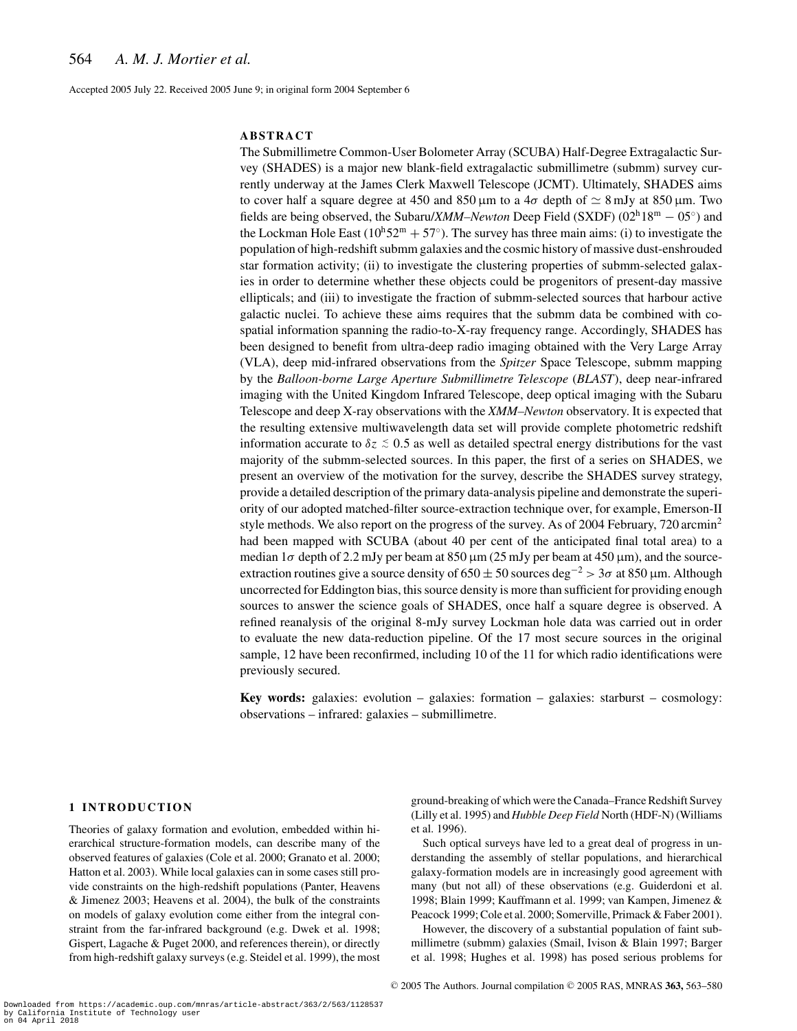Accepted 2005 July 22. Received 2005 June 9; in original form 2004 September 6

## ABSTRACT

The Submillimetre Common-User Bolometer Array (SCUBA) Half-Degree Extragalactic Survey (SHADES) is a major new blank-field extragalactic submillimetre (submm) survey currently underway at the James Clerk Maxwell Telescope (JCMT). Ultimately, SHADES aims to cover half a square degree at 450 and 850 μm to a $4\sigma$ depth of $\simeq 8$ mJy at 850 μm. Two fields are being observed, the Subaru/*XMM–Newton* Deep Field (SXDF) ($02^{\rm h}18^{\rm m} - 05^{\circ}$) and the Lockman Hole East ($10^{\rm h}52^{\rm m} + 57^{\circ}$). The survey has three main aims: (i) to investigate the population of high-redshift submm galaxies and the cosmic history of massive dust-enshrouded star formation activity; (ii) to investigate the clustering properties of submm-selected galaxies in order to determine whether these objects could be progenitors of present-day massive ellipticals; and (iii) to investigate the fraction of submm-selected sources that harbour active galactic nuclei. To achieve these aims requires that the submm data be combined with co-spatial information spanning the radio-to-X-ray frequency range. Accordingly, SHADES has been designed to benefit from ultra-deep radio imaging obtained with the Very Large Array (VLA), deep mid-infrared observations from the *Spitzer* Space Telescope, submm mapping by the *Balloon-borne Large Aperture Submillimetre Telescope* (*BLAST*), deep near-infrared imaging with the United Kingdom Infrared Telescope, deep optical imaging with the Subaru Telescope and deep X-ray observations with the *XMM–Newton* observatory. It is expected that the resulting extensive multiwavelength data set will provide complete photometric redshift information accurate to $\delta z \lesssim 0.5$ as well as detailed spectral energy distributions for the vast majority of the submm-selected sources. In this paper, the first of a series on SHADES, we present an overview of the motivation for the survey, describe the SHADES survey strategy, provide a detailed description of the primary data-analysis pipeline and demonstrate the superiority of our adopted matched-filter source-extraction technique over, for example, Emerson-II style methods. We also report on the progress of the survey. As of 2004 February, 720 arcmin$^2$ had been mapped with SCUBA (about 40 per cent of the anticipated final total area) to a median $1\sigma$ depth of 2.2 mJy per beam at 850 μm (25 mJy per beam at 450 μm), and the source-extraction routines give a source density of $650 \pm 50$ sources deg$^{-2} > 3\sigma$ at 850 μm. Although uncorrected for Eddington bias, this source density is more than sufficient for providing enough sources to answer the science goals of SHADES, once half a square degree is observed. A refined reanalysis of the original 8-mJy survey Lockman hole data was carried out in order to evaluate the new data-reduction pipeline. Of the 17 most secure sources in the original sample, 12 have been reconfirmed, including 10 of the 11 for which radio identifications were previously secured.

**Key words:** galaxies: evolution – galaxies: formation – galaxies: starburst – cosmology: observations – infrared: galaxies – submillimetre.

## 1 INTRODUCTION

Theories of galaxy formation and evolution, embedded within hierarchical structure-formation models, can describe many of the observed features of galaxies (Cole et al. 2000; Granato et al. 2000; Hatton et al. 2003). While local galaxies can in some cases still provide constraints on the high-redshift populations (Panter, Heavens & Jimenez 2003; Heavens et al. 2004), the bulk of the constraints on models of galaxy evolution come either from the integral constraint from the far-infrared background (e.g. Dwek et al. 1998; Gispert, Lagache & Puget 2000, and references therein), or directly from high-redshift galaxy surveys (e.g. Steidel et al. 1999), the most ground-breaking of which were the Canada–France Redshift Survey (Lilly et al. 1995) and *Hubble Deep Field* North (HDF-N) (Williams et al. 1996).

Such optical surveys have led to a great deal of progress in understanding the assembly of stellar populations, and hierarchical galaxy-formation models are in increasingly good agreement with many (but not all) of these observations (e.g. Guiderdoni et al. 1998; Blain 1999; Kauffmann et al. 1999; van Kampen, Jimenez & Peacock 1999; Cole et al. 2000; Somerville, Primack & Faber 2001).

However, the discovery of a substantial population of faint submillimetre (submm) galaxies (Smail, Ivison & Blain 1997; Barger et al. 1998; Hughes et al. 1998) has posed serious problems for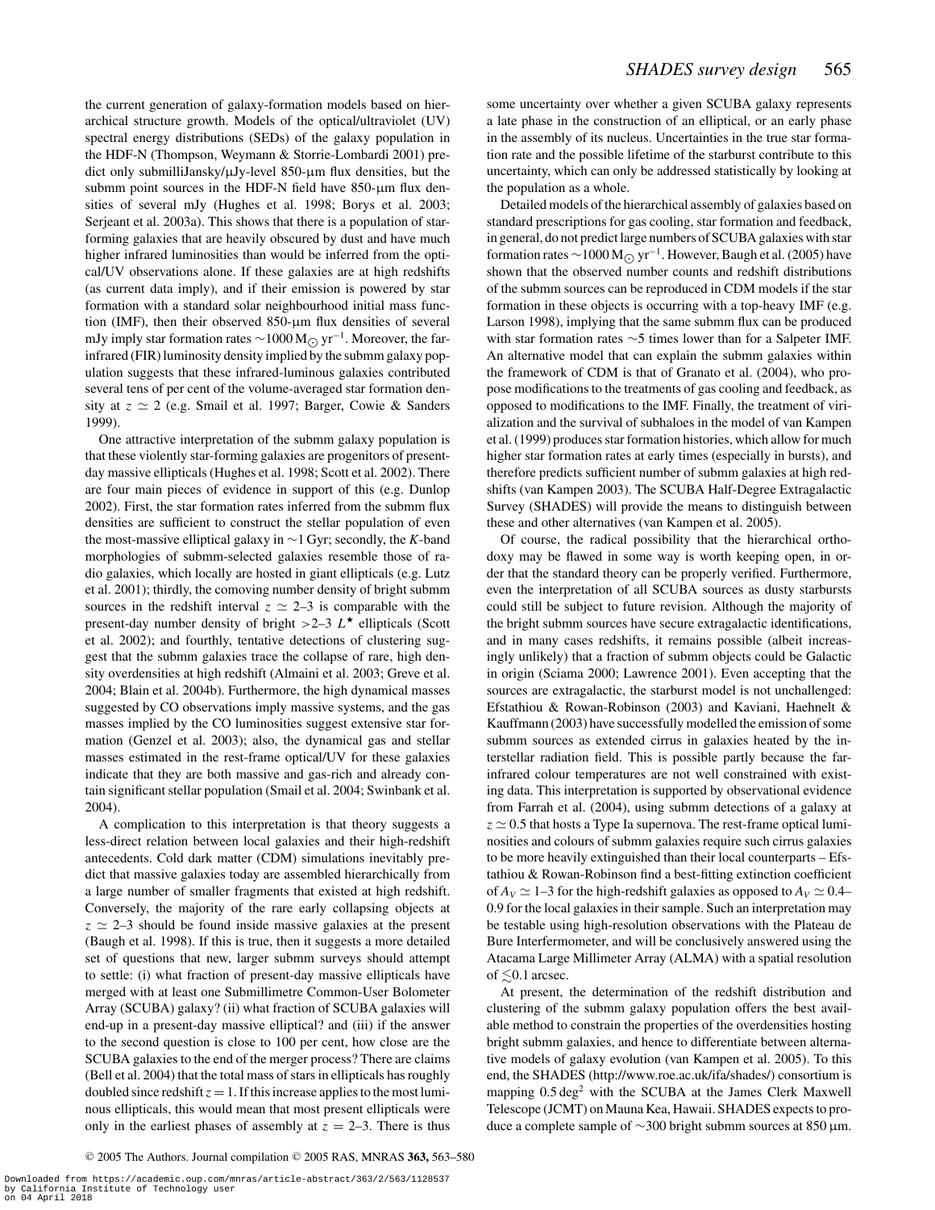the current generation of galaxy-formation models based on hierarchical structure growth. Models of the optical/ultraviolet (UV) spectral energy distributions (SEDs) of the galaxy population in the HDF-N (Thompson, Weymann & Storrie-Lombardi 2001) predict only submilliJansky/μJy-level 850-μm flux densities, but the submm point sources in the HDF-N field have 850-μm flux densities of several mJy (Hughes et al. 1998; Borys et al. 2003; Serjeant et al. 2003a). This shows that there is a population of star-forming galaxies that are heavily obscured by dust and have much higher infrared luminosities than would be inferred from the optical/UV observations alone. If these galaxies are at high redshifts (as current data imply), and if their emission is powered by star formation with a standard solar neighbourhood initial mass function (IMF), then their observed 850-μm flux densities of several mJy imply star formation rates $\sim 1000\,\mathrm{M_{\odot}\,yr^{-1}}$. Moreover, the far-infrared (FIR) luminosity density implied by the submm galaxy population suggests that these infrared-luminous galaxies contributed several tens of per cent of the volume-averaged star formation density at $z \simeq 2$ (e.g. Smail et al. 1997; Barger, Cowie & Sanders 1999).

One attractive interpretation of the submm galaxy population is that these violently star-forming galaxies are progenitors of present-day massive ellipticals (Hughes et al. 1998; Scott et al. 2002). There are four main pieces of evidence in support of this (e.g. Dunlop 2002). First, the star formation rates inferred from the submm flux densities are sufficient to construct the stellar population of even the most-massive elliptical galaxy in ∼1 Gyr; secondly, the *K*-band morphologies of submm-selected galaxies resemble those of radio galaxies, which locally are hosted in giant ellipticals (e.g. Lutz et al. 2001); thirdly, the comoving number density of bright submm sources in the redshift interval $z \simeq 2$–3 is comparable with the present-day number density of bright >2–3 $L^{\star}$ ellipticals (Scott et al. 2002); and fourthly, tentative detections of clustering suggest that the submm galaxies trace the collapse of rare, high density overdensities at high redshift (Almaini et al. 2003; Greve et al. 2004; Blain et al. 2004b). Furthermore, the high dynamical masses suggested by CO observations imply massive systems, and the gas masses implied by the CO luminosities suggest extensive star formation (Genzel et al. 2003); also, the dynamical gas and stellar masses estimated in the rest-frame optical/UV for these galaxies indicate that they are both massive and gas-rich and already contain significant stellar population (Smail et al. 2004; Swinbank et al. 2004).

A complication to this interpretation is that theory suggests a less-direct relation between local galaxies and their high-redshift antecedents. Cold dark matter (CDM) simulations inevitably predict that massive galaxies today are assembled hierarchically from a large number of smaller fragments that existed at high redshift. Conversely, the majority of the rare early collapsing objects at $z \simeq 2$–3 should be found inside massive galaxies at the present (Baugh et al. 1998). If this is true, then it suggests a more detailed set of questions that new, larger submm surveys should attempt to settle: (i) what fraction of present-day massive ellipticals have merged with at least one Submillimetre Common-User Bolometer Array (SCUBA) galaxy? (ii) what fraction of SCUBA galaxies will end-up in a present-day massive elliptical? and (iii) if the answer to the second question is close to 100 per cent, how close are the SCUBA galaxies to the end of the merger process? There are claims (Bell et al. 2004) that the total mass of stars in ellipticals has roughly doubled since redshift $z = 1$. If this increase applies to the most luminous ellipticals, this would mean that most present ellipticals were only in the earliest phases of assembly at $z = 2$–3. There is thus some uncertainty over whether a given SCUBA galaxy represents a late phase in the construction of an elliptical, or an early phase in the assembly of its nucleus. Uncertainties in the true star formation rate and the possible lifetime of the starburst contribute to this uncertainty, which can only be addressed statistically by looking at the population as a whole.

Detailed models of the hierarchical assembly of galaxies based on standard prescriptions for gas cooling, star formation and feedback, in general, do not predict large numbers of SCUBA galaxies with star formation rates $\sim 1000\,\mathrm{M_{\odot}\,yr^{-1}}$. However, Baugh et al. (2005) have shown that the observed number counts and redshift distributions of the submm sources can be reproduced in CDM models if the star formation in these objects is occurring with a top-heavy IMF (e.g. Larson 1998), implying that the same submm flux can be produced with star formation rates ∼5 times lower than for a Salpeter IMF. An alternative model that can explain the submm galaxies within the framework of CDM is that of Granato et al. (2004), who propose modifications to the treatments of gas cooling and feedback, as opposed to modifications to the IMF. Finally, the treatment of virialization and the survival of subhaloes in the model of van Kampen et al. (1999) produces star formation histories, which allow for much higher star formation rates at early times (especially in bursts), and therefore predicts sufficient number of submm galaxies at high redshifts (van Kampen 2003). The SCUBA Half-Degree Extragalactic Survey (SHADES) will provide the means to distinguish between these and other alternatives (van Kampen et al. 2005).

Of course, the radical possibility that the hierarchical orthodoxy may be flawed in some way is worth keeping open, in order that the standard theory can be properly verified. Furthermore, even the interpretation of all SCUBA sources as dusty starbursts could still be subject to future revision. Although the majority of the bright submm sources have secure extragalactic identifications, and in many cases redshifts, it remains possible (albeit increasingly unlikely) that a fraction of submm objects could be Galactic in origin (Sciama 2000; Lawrence 2001). Even accepting that the sources are extragalactic, the starburst model is not unchallenged: Efstathiou & Rowan-Robinson (2003) and Kaviani, Haehnelt & Kauffmann (2003) have successfully modelled the emission of some submm sources as extended cirrus in galaxies heated by the interstellar radiation field. This is possible partly because the far-infrared colour temperatures are not well constrained with existing data. This interpretation is supported by observational evidence from Farrah et al. (2004), using submm detections of a galaxy at $z \simeq 0.5$ that hosts a Type Ia supernova. The rest-frame optical luminosities and colours of submm galaxies require such cirrus galaxies to be more heavily extinguished than their local counterparts – Efstathiou & Rowan-Robinson find a best-fitting extinction coefficient of $A_V \simeq 1$–3 for the high-redshift galaxies as opposed to $A_V \simeq 0.4$–0.9 for the local galaxies in their sample. Such an interpretation may be testable using high-resolution observations with the Plateau de Bure Interfermometer, and will be conclusively answered using the Atacama Large Millimeter Array (ALMA) with a spatial resolution of $\lesssim$0.1 arcsec.

At present, the determination of the redshift distribution and clustering of the submm galaxy population offers the best available method to constrain the properties of the overdensities hosting bright submm galaxies, and hence to differentiate between alternative models of galaxy evolution (van Kampen et al. 2005). To this end, the SHADES (http://www.roe.ac.uk/ifa/shades/) consortium is mapping $0.5\,\mathrm{deg}^2$ with the SCUBA at the James Clerk Maxwell Telescope (JCMT) on Mauna Kea, Hawaii. SHADES expects to produce a complete sample of ∼300 bright submm sources at 850 μm.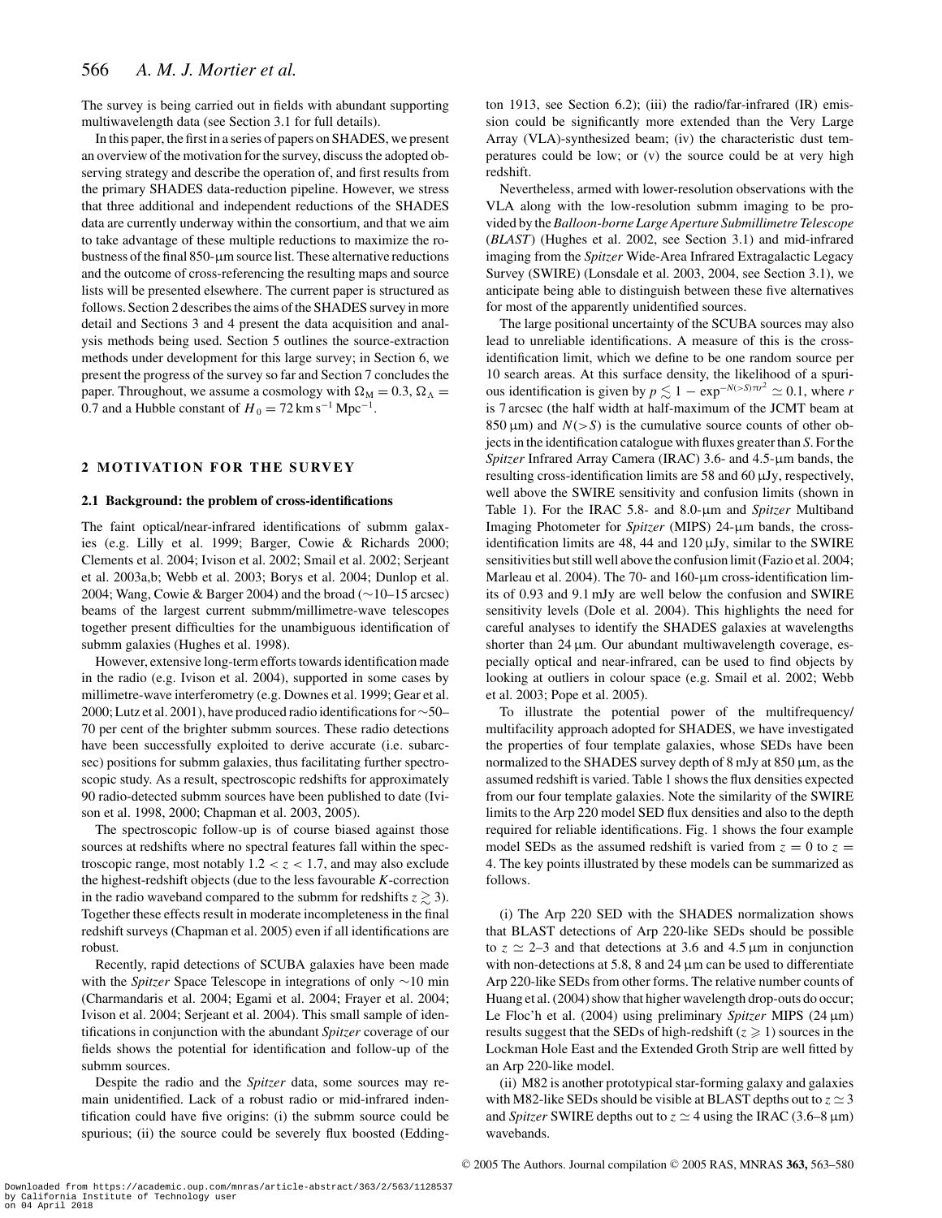The survey is being carried out in fields with abundant supporting multiwavelength data (see Section 3.1 for full details).

In this paper, the first in a series of papers on SHADES, we present an overview of the motivation for the survey, discuss the adopted observing strategy and describe the operation of, and first results from the primary SHADES data-reduction pipeline. However, we stress that three additional and independent reductions of the SHADES data are currently underway within the consortium, and that we aim to take advantage of these multiple reductions to maximize the robustness of the final 850-μm source list. These alternative reductions and the outcome of cross-referencing the resulting maps and source lists will be presented elsewhere. The current paper is structured as follows. Section 2 describes the aims of the SHADES survey in more detail and Sections 3 and 4 present the data acquisition and analysis methods being used. Section 5 outlines the source-extraction methods under development for this large survey; in Section 6, we present the progress of the survey so far and Section 7 concludes the paper. Throughout, we assume a cosmology with $\Omega_{\rm M} = 0.3$, $\Omega_\Lambda = 0.7$ and a Hubble constant of $H_0 = 72\,{\rm km\,s^{-1}\,Mpc^{-1}}$.

## 2 MOTIVATION FOR THE SURVEY

### 2.1 Background: the problem of cross-identifications

The faint optical/near-infrared identifications of submm galaxies (e.g. Lilly et al. 1999; Barger, Cowie & Richards 2000; Clements et al. 2004; Ivison et al. 2002; Smail et al. 2002; Serjeant et al. 2003a,b; Webb et al. 2003; Borys et al. 2004; Dunlop et al. 2004; Wang, Cowie & Barger 2004) and the broad (∼10–15 arcsec) beams of the largest current submm/millimetre-wave telescopes together present difficulties for the unambiguous identification of submm galaxies (Hughes et al. 1998).

However, extensive long-term efforts towards identification made in the radio (e.g. Ivison et al. 2004), supported in some cases by millimetre-wave interferometry (e.g. Downes et al. 1999; Gear et al. 2000; Lutz et al. 2001), have produced radio identifications for ∼50–70 per cent of the brighter submm sources. These radio detections have been successfully exploited to derive accurate (i.e. subarcsec) positions for submm galaxies, thus facilitating further spectroscopic study. As a result, spectroscopic redshifts for approximately 90 radio-detected submm sources have been published to date (Ivison et al. 1998, 2000; Chapman et al. 2003, 2005).

The spectroscopic follow-up is of course biased against those sources at redshifts where no spectral features fall within the spectroscopic range, most notably $1.2 < z < 1.7$, and may also exclude the highest-redshift objects (due to the less favourable *K*-correction in the radio waveband compared to the submm for redshifts $z \gtrsim 3$). Together these effects result in moderate incompleteness in the final redshift surveys (Chapman et al. 2005) even if all identifications are robust.

Recently, rapid detections of SCUBA galaxies have been made with the *Spitzer* Space Telescope in integrations of only ∼10 min (Charmandaris et al. 2004; Egami et al. 2004; Frayer et al. 2004; Ivison et al. 2004; Serjeant et al. 2004). This small sample of identifications in conjunction with the abundant *Spitzer* coverage of our fields shows the potential for identification and follow-up of the submm sources.

Despite the radio and the *Spitzer* data, some sources may remain unidentified. Lack of a robust radio or mid-infrared indentification could have five origins: (i) the submm source could be spurious; (ii) the source could be severely flux boosted (Eddington 1913, see Section 6.2); (iii) the radio/far-infrared (IR) emission could be significantly more extended than the Very Large Array (VLA)-synthesized beam; (iv) the characteristic dust temperatures could be low; or (v) the source could be at very high redshift.

Nevertheless, armed with lower-resolution observations with the VLA along with the low-resolution submm imaging to be provided by the *Balloon-borne Large Aperture Submillimetre Telescope* (*BLAST*) (Hughes et al. 2002, see Section 3.1) and mid-infrared imaging from the *Spitzer* Wide-Area Infrared Extragalactic Legacy Survey (SWIRE) (Lonsdale et al. 2003, 2004, see Section 3.1), we anticipate being able to distinguish between these five alternatives for most of the apparently unidentified sources.

The large positional uncertainty of the SCUBA sources may also lead to unreliable identifications. A measure of this is the cross-identification limit, which we define to be one random source per 10 search areas. At this surface density, the likelihood of a spurious identification is given by $p \lesssim 1 - \exp^{-N(>S)\pi r^2} \simeq 0.1$, where $r$ is 7 arcsec (the half width at half-maximum of the JCMT beam at 850 μm) and $N(>S)$ is the cumulative source counts of other objects in the identification catalogue with fluxes greater than $S$. For the *Spitzer* Infrared Array Camera (IRAC) 3.6- and 4.5-μm bands, the resulting cross-identification limits are 58 and 60 μJy, respectively, well above the SWIRE sensitivity and confusion limits (shown in Table 1). For the IRAC 5.8- and 8.0-μm and *Spitzer* Multiband Imaging Photometer for *Spitzer* (MIPS) 24-μm bands, the cross-identification limits are 48, 44 and 120 μJy, similar to the SWIRE sensitivities but still well above the confusion limit (Fazio et al. 2004; Marleau et al. 2004). The 70- and 160-μm cross-identification limits of 0.93 and 9.1 mJy are well below the confusion and SWIRE sensitivity levels (Dole et al. 2004). This highlights the need for careful analyses to identify the SHADES galaxies at wavelengths shorter than 24 μm. Our abundant multiwavelength coverage, especially optical and near-infrared, can be used to find objects by looking at outliers in colour space (e.g. Smail et al. 2002; Webb et al. 2003; Pope et al. 2005).

To illustrate the potential power of the multifrequency/multifacility approach adopted for SHADES, we have investigated the properties of four template galaxies, whose SEDs have been normalized to the SHADES survey depth of 8 mJy at 850 μm, as the assumed redshift is varied. Table 1 shows the flux densities expected from our four template galaxies. Note the similarity of the SWIRE limits to the Arp 220 model SED flux densities and also to the depth required for reliable identifications. Fig. 1 shows the four example model SEDs as the assumed redshift is varied from $z = 0$ to $z = 4$. The key points illustrated by these models can be summarized as follows.

(i) The Arp 220 SED with the SHADES normalization shows that BLAST detections of Arp 220-like SEDs should be possible to $z \simeq 2$–3 and that detections at 3.6 and 4.5 μm in conjunction with non-detections at 5.8, 8 and 24 μm can be used to differentiate Arp 220-like SEDs from other forms. The relative number counts of Huang et al. (2004) show that higher wavelength drop-outs do occur; Le Floc'h et al. (2004) using preliminary *Spitzer* MIPS (24 μm) results suggest that the SEDs of high-redshift ($z \geqslant 1$) sources in the Lockman Hole East and the Extended Groth Strip are well fitted by an Arp 220-like model.

(ii) M82 is another prototypical star-forming galaxy and galaxies with M82-like SEDs should be visible at BLAST depths out to $z \simeq 3$ and *Spitzer* SWIRE depths out to $z \simeq 4$ using the IRAC (3.6–8 μm) wavebands.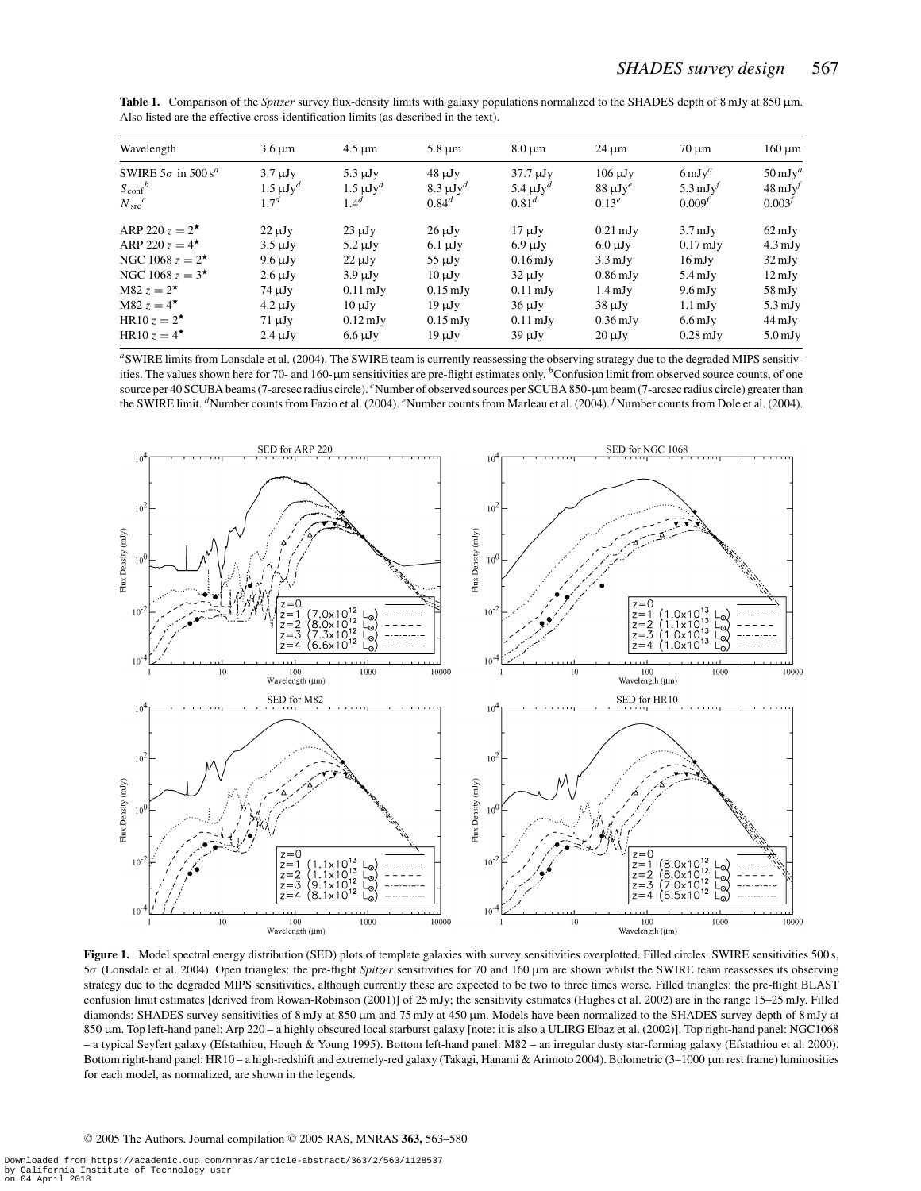**Table 1.** Comparison of the *Spitzer* survey flux-density limits with galaxy populations normalized to the SHADES depth of 8 mJy at 850 μm. Also listed are the effective cross-identification limits (as described in the text).

| Wavelength | 3.6 μm | 4.5 μm | 5.8 μm | 8.0 μm | 24 μm | 70 μm | 160 μm |
|---|---|---|---|---|---|---|---|
| SWIRE 5$\sigma$ in 500 s[a] | 3.7 μJy | 5.3 μJy | 48 μJy | 37.7 μJy | 106 μJy | 6 mJy[a] | 50 mJy[a] |
| $S_{\rm conf}$[b] | 1.5 μJy[d] | 1.5 μJy[d] | 8.3 μJy[d] | 5.4 μJy[d] | 88 μJy[e] | 5.3 mJy[f] | 48 mJy[f] |
| $N_{\rm src}$[c] | 1.7[d] | 1.4[d] | 0.84[d] | 0.81[d] | 0.13[e] | 0.009[f] | 0.003[f] |
| ARP 220 $z = 2^\star$ | 22 μJy | 23 μJy | 26 μJy | 17 μJy | 0.21 mJy | 3.7 mJy | 62 mJy |
| ARP 220 $z = 4^\star$ | 3.5 μJy | 5.2 μJy | 6.1 μJy | 6.9 μJy | 6.0 μJy | 0.17 mJy | 4.3 mJy |
| NGC 1068 $z = 2^\star$ | 9.6 μJy | 22 μJy | 55 μJy | 0.16 mJy | 3.3 mJy | 16 mJy | 32 mJy |
| NGC 1068 $z = 3^\star$ | 2.6 μJy | 3.9 μJy | 10 μJy | 32 μJy | 0.86 mJy | 5.4 mJy | 12 mJy |
| M82 $z = 2^\star$ | 74 μJy | 0.11 mJy | 0.15 mJy | 0.11 mJy | 1.4 mJy | 9.6 mJy | 58 mJy |
| M82 $z = 4^\star$ | 4.2 μJy | 10 μJy | 19 μJy | 36 μJy | 38 μJy | 1.1 mJy | 5.3 mJy |
| HR10 $z = 2^\star$ | 71 μJy | 0.12 mJy | 0.15 mJy | 0.11 mJy | 0.36 mJy | 6.6 mJy | 44 mJy |
| HR10 $z = 4^\star$ | 2.4 μJy | 6.6 μJy | 19 μJy | 39 μJy | 20 μJy | 0.28 mJy | 5.0 mJy |

[a]SWIRE limits from Lonsdale et al. (2004). The SWIRE team is currently reassessing the observing strategy due to the degraded MIPS sensitivities. The values shown here for 70- and 160-μm sensitivities are pre-flight estimates only. [b]Confusion limit from observed source counts, of one source per 40 SCUBA beams (7-arcsec radius circle). [c]Number of observed sources per SCUBA 850-μm beam (7-arcsec radius circle) greater than the SWIRE limit. [d]Number counts from Fazio et al. (2004). [e]Number counts from Marleau et al. (2004). [f]Number counts from Dole et al. (2004).

**Figure 1.** Model spectral energy distribution (SED) plots of template galaxies with survey sensitivities overplotted. Filled circles: SWIRE sensitivities 500 s, 5$\sigma$ (Lonsdale et al. 2004). Open triangles: the pre-flight *Spitzer* sensitivities for 70 and 160 μm are shown whilst the SWIRE team reassesses its observing strategy due to the degraded MIPS sensitivities, although currently these are expected to be two to three times worse. Filled triangles: the pre-flight BLAST confusion limit estimates [derived from Rowan-Robinson (2001)] of 25 mJy; the sensitivity estimates (Hughes et al. 2002) are in the range 15–25 mJy. Filled diamonds: SHADES survey sensitivities of 8 mJy at 850 μm and 75 mJy at 450 μm. Models have been normalized to the SHADES survey depth of 8 mJy at 850 μm. Top left-hand panel: Arp 220 – a highly obscured local starburst galaxy [note: it is also a ULIRG Elbaz et al. (2002)]. Top right-hand panel: NGC1068 – a typical Seyfert galaxy (Efstathiou, Hough & Young 1995). Bottom left-hand panel: M82 – an irregular dusty star-forming galaxy (Efstathiou et al. 2000). Bottom right-hand panel: HR10 – a high-redshift and extremely-red galaxy (Takagi, Hanami & Arimoto 2004). Bolometric (3–1000 μm rest frame) luminosities for each model, as normalized, are shown in the legends.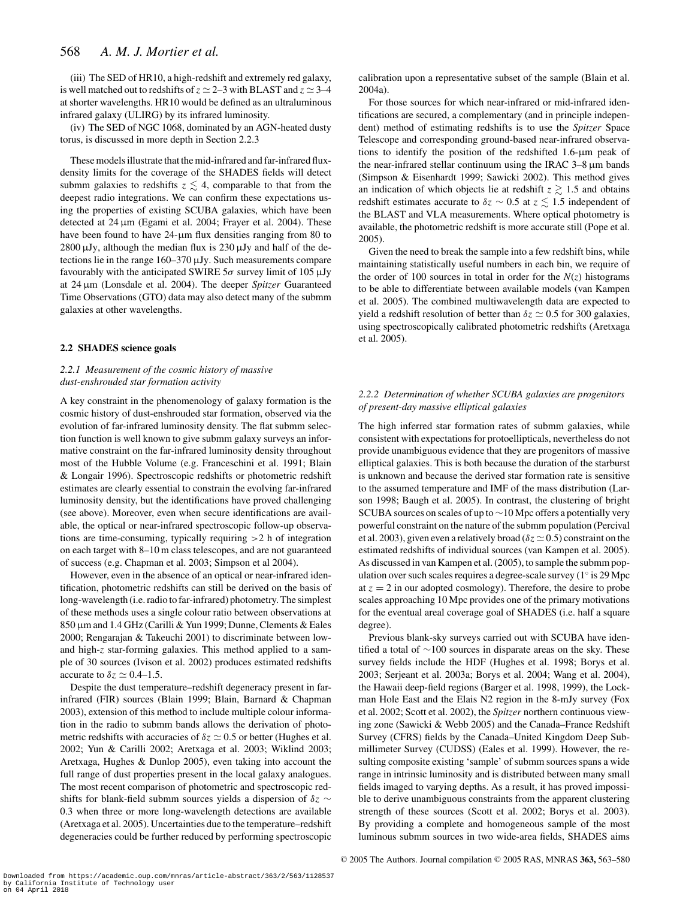(iii) The SED of HR10, a high-redshift and extremely red galaxy, is well matched out to redshifts of $z \simeq 2$–3 with BLAST and $z \simeq 3$–4 at shorter wavelengths. HR10 would be defined as an ultraluminous infrared galaxy (ULIRG) by its infrared luminosity.

(iv) The SED of NGC 1068, dominated by an AGN-heated dusty torus, is discussed in more depth in Section 2.2.3

These models illustrate that the mid-infrared and far-infrared flux-density limits for the coverage of the SHADES fields will detect submm galaxies to redshifts $z \lesssim 4$, comparable to that from the deepest radio integrations. We can confirm these expectations using the properties of existing SCUBA galaxies, which have been detected at 24 μm (Egami et al. 2004; Frayer et al. 2004). These have been found to have 24-μm flux densities ranging from 80 to 2800 μJy, although the median flux is 230 μJy and half of the detections lie in the range 160–370 μJy. Such measurements compare favourably with the anticipated SWIRE 5$\sigma$ survey limit of 105 μJy at 24 μm (Lonsdale et al. 2004). The deeper *Spitzer* Guaranteed Time Observations (GTO) data may also detect many of the submm galaxies at other wavelengths.

### 2.2 SHADES science goals

#### *2.2.1 Measurement of the cosmic history of massive dust-enshrouded star formation activity*

A key constraint in the phenomenology of galaxy formation is the cosmic history of dust-enshrouded star formation, observed via the evolution of far-infrared luminosity density. The flat submm selection function is well known to give submm galaxy surveys an informative constraint on the far-infrared luminosity density throughout most of the Hubble Volume (e.g. Franceschini et al. 1991; Blain & Longair 1996). Spectroscopic redshifts or photometric redshift estimates are clearly essential to constrain the evolving far-infrared luminosity density, but the identifications have proved challenging (see above). Moreover, even when secure identifications are available, the optical or near-infrared spectroscopic follow-up observations are time-consuming, typically requiring >2 h of integration on each target with 8–10 m class telescopes, and are not guaranteed of success (e.g. Chapman et al. 2003; Simpson et al 2004).

However, even in the absence of an optical or near-infrared identification, photometric redshifts can still be derived on the basis of long-wavelength (i.e. radio to far-infrared) photometry. The simplest of these methods uses a single colour ratio between observations at 850 μm and 1.4 GHz (Carilli & Yun 1999; Dunne, Clements & Eales 2000; Rengarajan & Takeuchi 2001) to discriminate between low- and high-$z$ star-forming galaxies. This method applied to a sample of 30 sources (Ivison et al. 2002) produces estimated redshifts accurate to $\delta z \simeq 0.4$–1.5.

Despite the dust temperature–redshift degeneracy present in far-infrared (FIR) sources (Blain 1999; Blain, Barnard & Chapman 2003), extension of this method to include multiple colour information in the radio to submm bands allows the derivation of photometric redshifts with accuracies of $\delta z \simeq 0.5$ or better (Hughes et al. 2002; Yun & Carilli 2002; Aretxaga et al. 2003; Wiklind 2003; Aretxaga, Hughes & Dunlop 2005), even taking into account the full range of dust properties present in the local galaxy analogues. The most recent comparison of photometric and spectroscopic redshifts for blank-field submm sources yields a dispersion of $\delta z \sim 0.3$ when three or more long-wavelength detections are available (Aretxaga et al. 2005). Uncertainties due to the temperature–redshift degeneracies could be further reduced by performing spectroscopic calibration upon a representative subset of the sample (Blain et al. 2004a).

For those sources for which near-infrared or mid-infrared identifications are secured, a complementary (and in principle independent) method of estimating redshifts is to use the *Spitzer* Space Telescope and corresponding ground-based near-infrared observations to identify the position of the redshifted 1.6-μm peak of the near-infrared stellar continuum using the IRAC 3–8 μm bands (Simpson & Eisenhardt 1999; Sawicki 2002). This method gives an indication of which objects lie at redshift $z \gtrsim 1.5$ and obtains redshift estimates accurate to $\delta z \sim 0.5$ at $z \lesssim 1.5$ independent of the BLAST and VLA measurements. Where optical photometry is available, the photometric redshift is more accurate still (Pope et al. 2005).

Given the need to break the sample into a few redshift bins, while maintaining statistically useful numbers in each bin, we require of the order of 100 sources in total in order for the $N(z)$ histograms to be able to differentiate between available models (van Kampen et al. 2005). The combined multiwavelength data are expected to yield a redshift resolution of better than $\delta z \simeq 0.5$ for 300 galaxies, using spectroscopically calibrated photometric redshifts (Aretxaga et al. 2005).

#### *2.2.2 Determination of whether SCUBA galaxies are progenitors of present-day massive elliptical galaxies*

The high inferred star formation rates of submm galaxies, while consistent with expectations for protoellipticals, nevertheless do not provide unambiguous evidence that they are progenitors of massive elliptical galaxies. This is both because the duration of the starburst is unknown and because the derived star formation rate is sensitive to the assumed temperature and IMF of the mass distribution (Larson 1998; Baugh et al. 2005). In contrast, the clustering of bright SCUBA sources on scales of up to ~10 Mpc offers a potentially very powerful constraint on the nature of the submm population (Percival et al. 2003), given even a relatively broad ($\delta z \simeq 0.5$) constraint on the estimated redshifts of individual sources (van Kampen et al. 2005). As discussed in van Kampen et al. (2005), to sample the submm population over such scales requires a degree-scale survey (1° is 29 Mpc at $z = 2$ in our adopted cosmology). Therefore, the desire to probe scales approaching 10 Mpc provides one of the primary motivations for the eventual areal coverage goal of SHADES (i.e. half a square degree).

Previous blank-sky surveys carried out with SCUBA have identified a total of ~100 sources in disparate areas on the sky. These survey fields include the HDF (Hughes et al. 1998; Borys et al. 2003; Serjeant et al. 2003a; Borys et al. 2004; Wang et al. 2004), the Hawaii deep-field regions (Barger et al. 1998, 1999), the Lockman Hole East and the Elais N2 region in the 8-mJy survey (Fox et al. 2002; Scott et al. 2002), the *Spitzer* northern continuous viewing zone (Sawicki & Webb 2005) and the Canada–France Redshift Survey (CFRS) fields by the Canada–United Kingdom Deep Submillimeter Survey (CUDSS) (Eales et al. 1999). However, the resulting composite existing 'sample' of submm sources spans a wide range in intrinsic luminosity and is distributed between many small fields imaged to varying depths. As a result, it has proved impossible to derive unambiguous constraints from the apparent clustering strength of these sources (Scott et al. 2002; Borys et al. 2003). By providing a complete and homogeneous sample of the most luminous submm sources in two wide-area fields, SHADES aims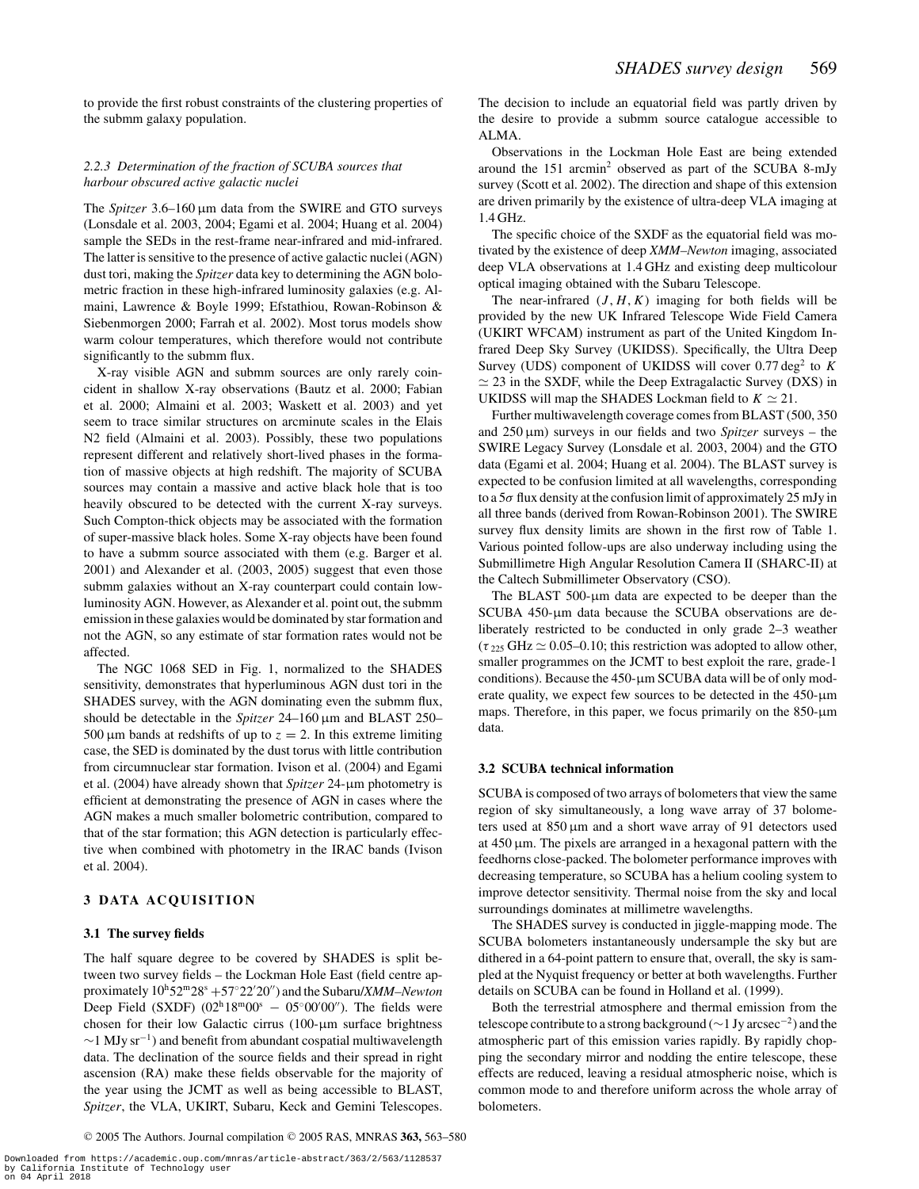to provide the first robust constraints of the clustering properties of the submm galaxy population.

#### 2.2.3 Determination of the fraction of SCUBA sources that harbour obscured active galactic nuclei

The *Spitzer* 3.6–160 μm data from the SWIRE and GTO surveys (Lonsdale et al. 2003, 2004; Egami et al. 2004; Huang et al. 2004) sample the SEDs in the rest-frame near-infrared and mid-infrared. The latter is sensitive to the presence of active galactic nuclei (AGN) dust tori, making the *Spitzer* data key to determining the AGN bolometric fraction in these high-infrared luminosity galaxies (e.g. Almaini, Lawrence & Boyle 1999; Efstathiou, Rowan-Robinson & Siebenmorgen 2000; Farrah et al. 2002). Most torus models show warm colour temperatures, which therefore would not contribute significantly to the submm flux.

X-ray visible AGN and submm sources are only rarely coincident in shallow X-ray observations (Bautz et al. 2000; Fabian et al. 2000; Almaini et al. 2003; Waskett et al. 2003) and yet seem to trace similar structures on arcminute scales in the Elais N2 field (Almaini et al. 2003). Possibly, these two populations represent different and relatively short-lived phases in the formation of massive objects at high redshift. The majority of SCUBA sources may contain a massive and active black hole that is too heavily obscured to be detected with the current X-ray surveys. Such Compton-thick objects may be associated with the formation of super-massive black holes. Some X-ray objects have been found to have a submm source associated with them (e.g. Barger et al. 2001) and Alexander et al. (2003, 2005) suggest that even those submm galaxies without an X-ray counterpart could contain low-luminosity AGN. However, as Alexander et al. point out, the submm emission in these galaxies would be dominated by star formation and not the AGN, so any estimate of star formation rates would not be affected.

The NGC 1068 SED in Fig. 1, normalized to the SHADES sensitivity, demonstrates that hyperluminous AGN dust tori in the SHADES survey, with the AGN dominating even the submm flux, should be detectable in the *Spitzer* 24–160 μm and BLAST 250–500 μm bands at redshifts of up to $z = 2$. In this extreme limiting case, the SED is dominated by the dust torus with little contribution from circumnuclear star formation. Ivison et al. (2004) and Egami et al. (2004) have already shown that *Spitzer* 24-μm photometry is efficient at demonstrating the presence of AGN in cases where the AGN makes a much smaller bolometric contribution, compared to that of the star formation; this AGN detection is particularly effective when combined with photometry in the IRAC bands (Ivison et al. 2004).

## 3 DATA ACQUISITION

### 3.1 The survey fields

The half square degree to be covered by SHADES is split between two survey fields – the Lockman Hole East (field centre approximately $10^{\mathrm{h}}52^{\mathrm{m}}28^{\mathrm{s}}$ $+57^{\circ}22'20''$) and the Subaru/*XMM–Newton* Deep Field (SXDF) ($02^{\mathrm{h}}18^{\mathrm{m}}00^{\mathrm{s}}$ $-$ $05^{\circ}00'00''$). The fields were chosen for their low Galactic cirrus (100-μm surface brightness $\sim$1 MJy sr$^{-1}$) and benefit from abundant cospatial multiwavelength data. The declination of the source fields and their spread in right ascension (RA) make these fields observable for the majority of the year using the JCMT as well as being accessible to BLAST, *Spitzer*, the VLA, UKIRT, Subaru, Keck and Gemini Telescopes. The decision to include an equatorial field was partly driven by the desire to provide a submm source catalogue accessible to ALMA.

Observations in the Lockman Hole East are being extended around the 151 arcmin$^2$ observed as part of the SCUBA 8-mJy survey (Scott et al. 2002). The direction and shape of this extension are driven primarily by the existence of ultra-deep VLA imaging at 1.4 GHz.

The specific choice of the SXDF as the equatorial field was motivated by the existence of deep *XMM–Newton* imaging, associated deep VLA observations at 1.4 GHz and existing deep multicolour optical imaging obtained with the Subaru Telescope.

The near-infrared ($J, H, K$) imaging for both fields will be provided by the new UK Infrared Telescope Wide Field Camera (UKIRT WFCAM) instrument as part of the United Kingdom Infrared Deep Sky Survey (UKIDSS). Specifically, the Ultra Deep Survey (UDS) component of UKIDSS will cover 0.77 deg$^2$ to $K \simeq 23$ in the SXDF, while the Deep Extragalactic Survey (DXS) in UKIDSS will map the SHADES Lockman field to $K \simeq 21$.

Further multiwavelength coverage comes from BLAST (500, 350 and 250 μm) surveys in our fields and two *Spitzer* surveys – the SWIRE Legacy Survey (Lonsdale et al. 2003, 2004) and the GTO data (Egami et al. 2004; Huang et al. 2004). The BLAST survey is expected to be confusion limited at all wavelengths, corresponding to a 5σ flux density at the confusion limit of approximately 25 mJy in all three bands (derived from Rowan-Robinson 2001). The SWIRE survey flux density limits are shown in the first row of Table 1. Various pointed follow-ups are also underway including using the Submillimetre High Angular Resolution Camera II (SHARC-II) at the Caltech Submillimeter Observatory (CSO).

The BLAST 500-μm data are expected to be deeper than the SCUBA 450-μm data because the SCUBA observations are deliberately restricted to be conducted in only grade 2–3 weather ($\tau_{225\,\mathrm{GHz}} \simeq 0.05$–$0.10$; this restriction was adopted to allow other, smaller programmes on the JCMT to best exploit the rare, grade-1 conditions). Because the 450-μm SCUBA data will be of only moderate quality, we expect few sources to be detected in the 450-μm maps. Therefore, in this paper, we focus primarily on the 850-μm data.

### 3.2 SCUBA technical information

SCUBA is composed of two arrays of bolometers that view the same region of sky simultaneously, a long wave array of 37 bolometers used at 850 μm and a short wave array of 91 detectors used at 450 μm. The pixels are arranged in a hexagonal pattern with the feedhorns close-packed. The bolometer performance improves with decreasing temperature, so SCUBA has a helium cooling system to improve detector sensitivity. Thermal noise from the sky and local surroundings dominates at millimetre wavelengths.

The SHADES survey is conducted in jiggle-mapping mode. The SCUBA bolometers instantaneously undersample the sky but are dithered in a 64-point pattern to ensure that, overall, the sky is sampled at the Nyquist frequency or better at both wavelengths. Further details on SCUBA can be found in Holland et al. (1999).

Both the terrestrial atmosphere and thermal emission from the telescope contribute to a strong background ($\sim$1 Jy arcsec$^{-2}$) and the atmospheric part of this emission varies rapidly. By rapidly chopping the secondary mirror and nodding the entire telescope, these effects are reduced, leaving a residual atmospheric noise, which is common mode to and therefore uniform across the whole array of bolometers.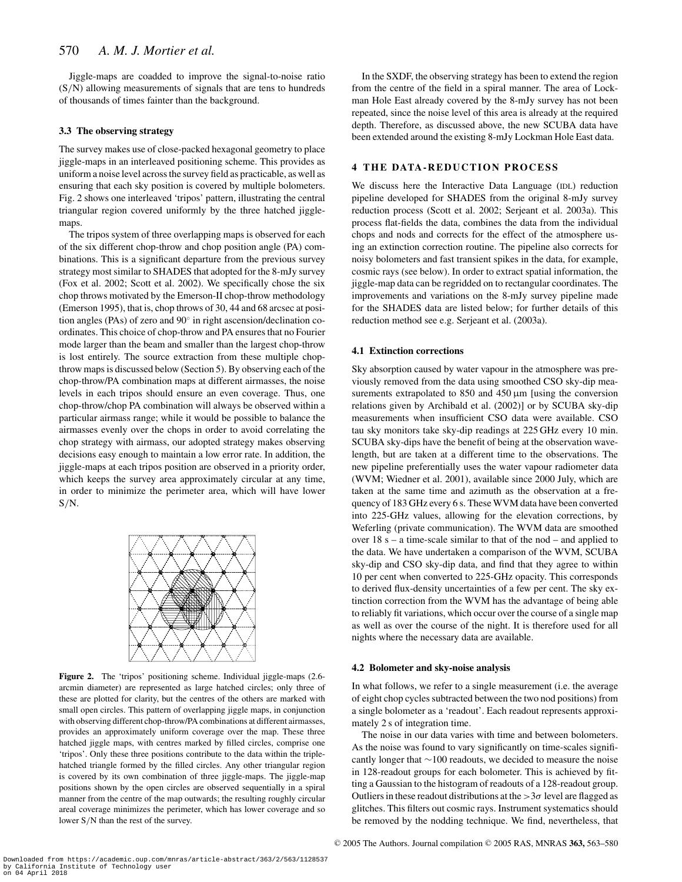Jiggle-maps are coadded to improve the signal-to-noise ratio (S/N) allowing measurements of signals that are tens to hundreds of thousands of times fainter than the background.

### 3.3 The observing strategy

The survey makes use of close-packed hexagonal geometry to place jiggle-maps in an interleaved positioning scheme. This provides as uniform a noise level across the survey field as practicable, as well as ensuring that each sky position is covered by multiple bolometers. Fig. 2 shows one interleaved 'tripos' pattern, illustrating the central triangular region covered uniformly by the three hatched jiggle-maps.

The tripos system of three overlapping maps is observed for each of the six different chop-throw and chop position angle (PA) combinations. This is a significant departure from the previous survey strategy most similar to SHADES that adopted for the 8-mJy survey (Fox et al. 2002; Scott et al. 2002). We specifically chose the six chop throws motivated by the Emerson-II chop-throw methodology (Emerson 1995), that is, chop throws of 30, 44 and 68 arcsec at position angles (PAs) of zero and 90° in right ascension/declination coordinates. This choice of chop-throw and PA ensures that no Fourier mode larger than the beam and smaller than the largest chop-throw is lost entirely. The source extraction from these multiple chop-throw maps is discussed below (Section 5). By observing each of the chop-throw/PA combination maps at different airmasses, the noise levels in each tripos should ensure an even coverage. Thus, one chop-throw/chop PA combination will always be observed within a particular airmass range; while it would be possible to balance the airmasses evenly over the chops in order to avoid correlating the chop strategy with airmass, our adopted strategy makes observing decisions easy enough to maintain a low error rate. In addition, the jiggle-maps at each tripos position are observed in a priority order, which keeps the survey area approximately circular at any time, in order to minimize the perimeter area, which will have lower S/N.

**Figure 2.** The 'tripos' positioning scheme. Individual jiggle-maps (2.6-arcmin diameter) are represented as large hatched circles; only three of these are plotted for clarity, but the centres of the others are marked with small open circles. This pattern of overlapping jiggle maps, in conjunction with observing different chop-throw/PA combinations at different airmasses, provides an approximately uniform coverage over the map. These three hatched jiggle maps, with centres marked by filled circles, comprise one 'tripos'. Only these three positions contribute to the data within the triple-hatched triangle formed by the filled circles. Any other triangular region is covered by its own combination of three jiggle-maps. The jiggle-map positions shown by the open circles are observed sequentially in a spiral manner from the centre of the map outwards; the resulting roughly circular areal coverage minimizes the perimeter, which has lower coverage and so lower S/N than the rest of the survey.

In the SXDF, the observing strategy has been to extend the region from the centre of the field in a spiral manner. The area of Lockman Hole East already covered by the 8-mJy survey has not been repeated, since the noise level of this area is already at the required depth. Therefore, as discussed above, the new SCUBA data have been extended around the existing 8-mJy Lockman Hole East data.

## 4 THE DATA-REDUCTION PROCESS

We discuss here the Interactive Data Language (IDL) reduction pipeline developed for SHADES from the original 8-mJy survey reduction process (Scott et al. 2002; Serjeant et al. 2003a). This process flat-fields the data, combines the data from the individual chops and nods and corrects for the effect of the atmosphere using an extinction correction routine. The pipeline also corrects for noisy bolometers and fast transient spikes in the data, for example, cosmic rays (see below). In order to extract spatial information, the jiggle-map data can be regridded on to rectangular coordinates. The improvements and variations on the 8-mJy survey pipeline made for the SHADES data are listed below; for further details of this reduction method see e.g. Serjeant et al. (2003a).

### 4.1 Extinction corrections

Sky absorption caused by water vapour in the atmosphere was previously removed from the data using smoothed CSO sky-dip measurements extrapolated to 850 and 450 μm [using the conversion relations given by Archibald et al. (2002)] or by SCUBA sky-dip measurements when insufficient CSO data were available. CSO tau sky monitors take sky-dip readings at 225 GHz every 10 min. SCUBA sky-dips have the benefit of being at the observation wavelength, but are taken at a different time to the observations. The new pipeline preferentially uses the water vapour radiometer data (WVM; Wiedner et al. 2001), available since 2000 July, which are taken at the same time and azimuth as the observation at a frequency of 183 GHz every 6 s. These WVM data have been converted into 225-GHz values, allowing for the elevation corrections, by Weferling (private communication). The WVM data are smoothed over 18 s – a time-scale similar to that of the nod – and applied to the data. We have undertaken a comparison of the WVM, SCUBA sky-dip and CSO sky-dip data, and find that they agree to within 10 per cent when converted to 225-GHz opacity. This corresponds to derived flux-density uncertainties of a few per cent. The sky extinction correction from the WVM has the advantage of being able to reliably fit variations, which occur over the course of a single map as well as over the course of the night. It is therefore used for all nights where the necessary data are available.

### 4.2 Bolometer and sky-noise analysis

In what follows, we refer to a single measurement (i.e. the average of eight chop cycles subtracted between the two nod positions) from a single bolometer as a 'readout'. Each readout represents approximately 2 s of integration time.

The noise in our data varies with time and between bolometers. As the noise was found to vary significantly on time-scales significantly longer that ~100 readouts, we decided to measure the noise in 128-readout groups for each bolometer. This is achieved by fitting a Gaussian to the histogram of readouts of a 128-readout group. Outliers in these readout distributions at the $>3\sigma$ level are flagged as glitches. This filters out cosmic rays. Instrument systematics should be removed by the nodding technique. We find, nevertheless, that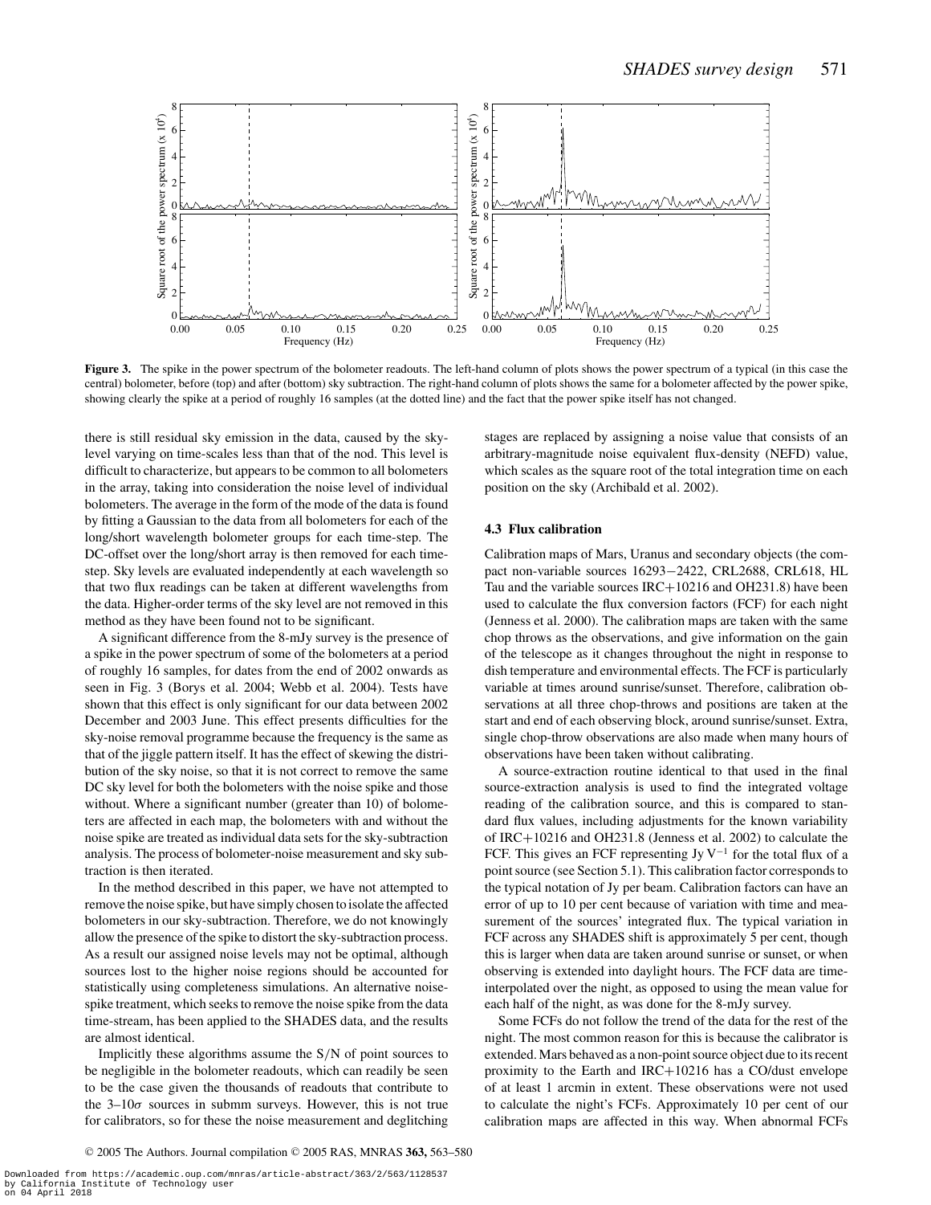**Figure 3.** The spike in the power spectrum of the bolometer readouts. The left-hand column of plots shows the power spectrum of a typical (in this case the central) bolometer, before (top) and after (bottom) sky subtraction. The right-hand column of plots shows the same for a bolometer affected by the power spike, showing clearly the spike at a period of roughly 16 samples (at the dotted line) and the fact that the power spike itself has not changed.

there is still residual sky emission in the data, caused by the sky-level varying on time-scales less than that of the nod. This level is difficult to characterize, but appears to be common to all bolometers in the array, taking into consideration the noise level of individual bolometers. The average in the form of the mode of the data is found by fitting a Gaussian to the data from all bolometers for each of the long/short wavelength bolometer groups for each time-step. The DC-offset over the long/short array is then removed for each time-step. Sky levels are evaluated independently at each wavelength so that two flux readings can be taken at different wavelengths from the data. Higher-order terms of the sky level are not removed in this method as they have been found not to be significant.

A significant difference from the 8-mJy survey is the presence of a spike in the power spectrum of some of the bolometers at a period of roughly 16 samples, for dates from the end of 2002 onwards as seen in Fig. 3 (Borys et al. 2004; Webb et al. 2004). Tests have shown that this effect is only significant for our data between 2002 December and 2003 June. This effect presents difficulties for the sky-noise removal programme because the frequency is the same as that of the jiggle pattern itself. It has the effect of skewing the distribution of the sky noise, so that it is not correct to remove the same DC sky level for both the bolometers with the noise spike and those without. Where a significant number (greater than 10) of bolometers are affected in each map, the bolometers with and without the noise spike are treated as individual data sets for the sky-subtraction analysis. The process of bolometer-noise measurement and sky subtraction is then iterated.

In the method described in this paper, we have not attempted to remove the noise spike, but have simply chosen to isolate the affected bolometers in our sky-subtraction. Therefore, we do not knowingly allow the presence of the spike to distort the sky-subtraction process. As a result our assigned noise levels may not be optimal, although sources lost to the higher noise regions should be accounted for statistically using completeness simulations. An alternative noise-spike treatment, which seeks to remove the noise spike from the data time-stream, has been applied to the SHADES data, and the results are almost identical.

Implicitly these algorithms assume the S/N of point sources to be negligible in the bolometer readouts, which can readily be seen to be the case given the thousands of readouts that contribute to the $3$–$10\sigma$ sources in submm surveys. However, this is not true for calibrators, so for these the noise measurement and deglitching stages are replaced by assigning a noise value that consists of an arbitrary-magnitude noise equivalent flux-density (NEFD) value, which scales as the square root of the total integration time on each position on the sky (Archibald et al. 2002).

### 4.3 Flux calibration

Calibration maps of Mars, Uranus and secondary objects (the compact non-variable sources 16293−2422, CRL2688, CRL618, HL Tau and the variable sources IRC+10216 and OH231.8) have been used to calculate the flux conversion factors (FCF) for each night (Jenness et al. 2000). The calibration maps are taken with the same chop throws as the observations, and give information on the gain of the telescope as it changes throughout the night in response to dish temperature and environmental effects. The FCF is particularly variable at times around sunrise/sunset. Therefore, calibration observations at all three chop-throws and positions are taken at the start and end of each observing block, around sunrise/sunset. Extra, single chop-throw observations are also made when many hours of observations have been taken without calibrating.

A source-extraction routine identical to that used in the final source-extraction analysis is used to find the integrated voltage reading of the calibration source, and this is compared to standard flux values, including adjustments for the known variability of IRC+10216 and OH231.8 (Jenness et al. 2002) to calculate the FCF. This gives an FCF representing Jy $\mathrm{V}^{-1}$ for the total flux of a point source (see Section 5.1). This calibration factor corresponds to the typical notation of Jy per beam. Calibration factors can have an error of up to 10 per cent because of variation with time and measurement of the sources' integrated flux. The typical variation in FCF across any SHADES shift is approximately 5 per cent, though this is larger when data are taken around sunrise or sunset, or when observing is extended into daylight hours. The FCF data are time-interpolated over the night, as opposed to using the mean value for each half of the night, as was done for the 8-mJy survey.

Some FCFs do not follow the trend of the data for the rest of the night. The most common reason for this is because the calibrator is extended. Mars behaved as a non-point source object due to its recent proximity to the Earth and IRC+10216 has a CO/dust envelope of at least 1 arcmin in extent. These observations were not used to calculate the night's FCFs. Approximately 10 per cent of our calibration maps are affected in this way. When abnormal FCFs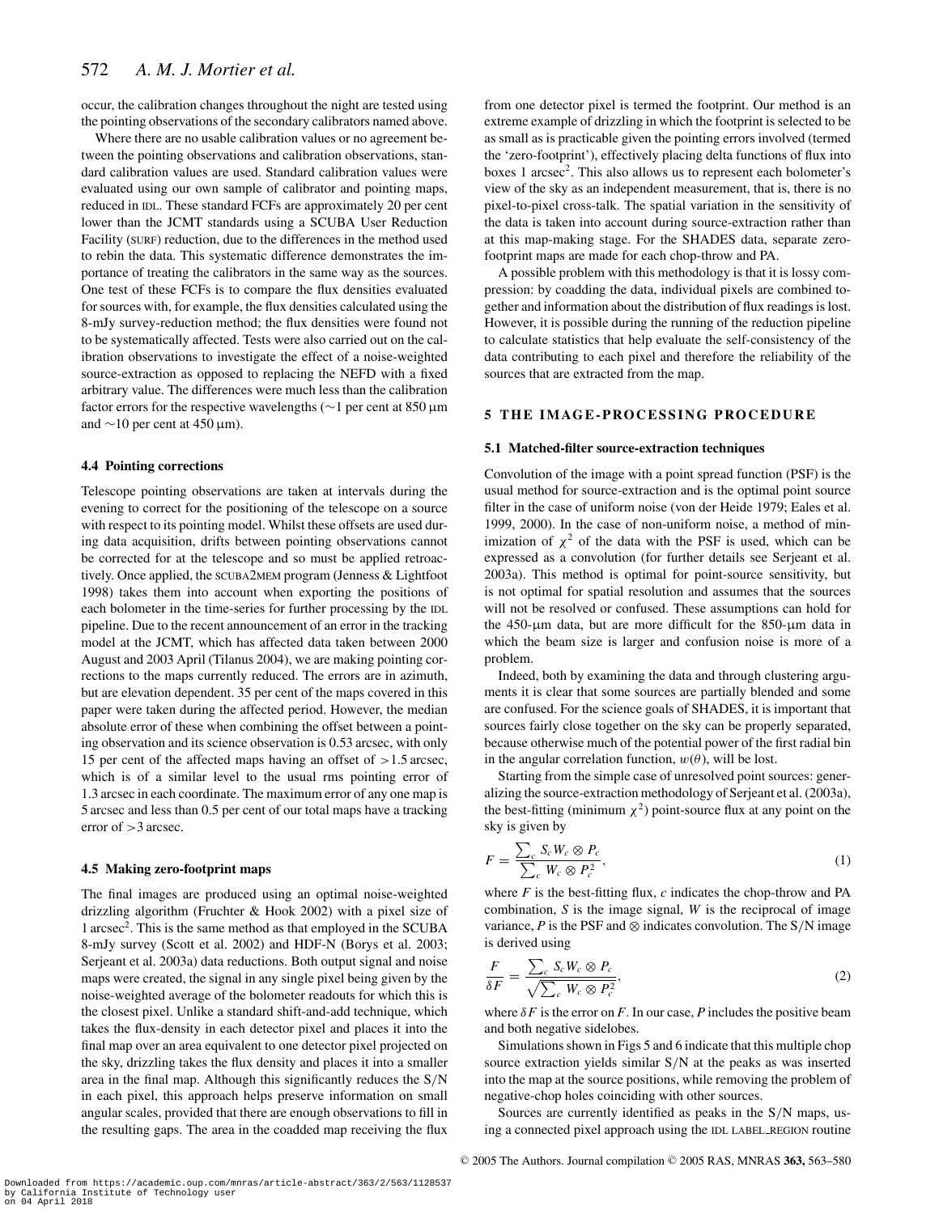occur, the calibration changes throughout the night are tested using the pointing observations of the secondary calibrators named above.

Where there are no usable calibration values or no agreement between the pointing observations and calibration observations, standard calibration values are used. Standard calibration values were evaluated using our own sample of calibrator and pointing maps, reduced in IDL. These standard FCFs are approximately 20 per cent lower than the JCMT standards using a SCUBA User Reduction Facility (SURF) reduction, due to the differences in the method used to rebin the data. This systematic difference demonstrates the importance of treating the calibrators in the same way as the sources. One test of these FCFs is to compare the flux densities evaluated for sources with, for example, the flux densities calculated using the 8-mJy survey-reduction method; the flux densities were found not to be systematically affected. Tests were also carried out on the calibration observations to investigate the effect of a noise-weighted source-extraction as opposed to replacing the NEFD with a fixed arbitrary value. The differences were much less than the calibration factor errors for the respective wavelengths (∼1 per cent at 850 μm and ∼10 per cent at 450 μm).

### 4.4 Pointing corrections

Telescope pointing observations are taken at intervals during the evening to correct for the positioning of the telescope on a source with respect to its pointing model. Whilst these offsets are used during data acquisition, drifts between pointing observations cannot be corrected for at the telescope and so must be applied retroactively. Once applied, the SCUBA2MEM program (Jenness & Lightfoot 1998) takes them into account when exporting the positions of each bolometer in the time-series for further processing by the IDL pipeline. Due to the recent announcement of an error in the tracking model at the JCMT, which has affected data taken between 2000 August and 2003 April (Tilanus 2004), we are making pointing corrections to the maps currently reduced. The errors are in azimuth, but are elevation dependent. 35 per cent of the maps covered in this paper were taken during the affected period. However, the median absolute error of these when combining the offset between a pointing observation and its science observation is 0.53 arcsec, with only 15 per cent of the affected maps having an offset of >1.5 arcsec, which is of a similar level to the usual rms pointing error of 1.3 arcsec in each coordinate. The maximum error of any one map is 5 arcsec and less than 0.5 per cent of our total maps have a tracking error of >3 arcsec.

### 4.5 Making zero-footprint maps

The final images are produced using an optimal noise-weighted drizzling algorithm (Fruchter & Hook 2002) with a pixel size of 1 arcsec$^2$. This is the same method as that employed in the SCUBA 8-mJy survey (Scott et al. 2002) and HDF-N (Borys et al. 2003; Serjeant et al. 2003a) data reductions. Both output signal and noise maps were created, the signal in any single pixel being given by the noise-weighted average of the bolometer readouts for which this is the closest pixel. Unlike a standard shift-and-add technique, which takes the flux-density in each detector pixel and places it into the final map over an area equivalent to one detector pixel projected on the sky, drizzling takes the flux density and places it into a smaller area in the final map. Although this significantly reduces the S/N in each pixel, this approach helps preserve information on small angular scales, provided that there are enough observations to fill in the resulting gaps. The area in the coadded map receiving the flux from one detector pixel is termed the footprint. Our method is an extreme example of drizzling in which the footprint is selected to be as small as is practicable given the pointing errors involved (termed the 'zero-footprint'), effectively placing delta functions of flux into boxes 1 arcsec$^2$. This also allows us to represent each bolometer's view of the sky as an independent measurement, that is, there is no pixel-to-pixel cross-talk. The spatial variation in the sensitivity of the data is taken into account during source-extraction rather than at this map-making stage. For the SHADES data, separate zero-footprint maps are made for each chop-throw and PA.

A possible problem with this methodology is that it is lossy compression: by coadding the data, individual pixels are combined together and information about the distribution of flux readings is lost. However, it is possible during the running of the reduction pipeline to calculate statistics that help evaluate the self-consistency of the data contributing to each pixel and therefore the reliability of the sources that are extracted from the map.

## 5 THE IMAGE-PROCESSING PROCEDURE

### 5.1 Matched-filter source-extraction techniques

Convolution of the image with a point spread function (PSF) is the usual method for source-extraction and is the optimal point source filter in the case of uniform noise (von der Heide 1979; Eales et al. 1999, 2000). In the case of non-uniform noise, a method of minimization of $\chi^2$ of the data with the PSF is used, which can be expressed as a convolution (for further details see Serjeant et al. 2003a). This method is optimal for point-source sensitivity, but is not optimal for spatial resolution and assumes that the sources will not be resolved or confused. These assumptions can hold for the 450-μm data, but are more difficult for the 850-μm data in which the beam size is larger and confusion noise is more of a problem.

Indeed, both by examining the data and through clustering arguments it is clear that some sources are partially blended and some are confused. For the science goals of SHADES, it is important that sources fairly close together on the sky can be properly separated, because otherwise much of the potential power of the first radial bin in the angular correlation function, $w(\theta)$, will be lost.

Starting from the simple case of unresolved point sources: generalizing the source-extraction methodology of Serjeant et al. (2003a), the best-fitting (minimum $\chi^2$) point-source flux at any point on the sky is given by

$$F = \frac{\sum_c S_c W_c \otimes P_c}{\sum_c W_c \otimes P_c^2}, \tag{1}$$

where $F$ is the best-fitting flux, $c$ indicates the chop-throw and PA combination, $S$ is the image signal, $W$ is the reciprocal of image variance, $P$ is the PSF and $\otimes$ indicates convolution. The S/N image is derived using

$$\frac{F}{\delta F} = \frac{\sum_c S_c W_c \otimes P_c}{\sqrt{\sum_c W_c \otimes P_c^2}}, \tag{2}$$

where $\delta F$ is the error on $F$. In our case, $P$ includes the positive beam and both negative sidelobes.

Simulations shown in Figs 5 and 6 indicate that this multiple chop source extraction yields similar S/N at the peaks as was inserted into the map at the source positions, while removing the problem of negative-chop holes coinciding with other sources.

Sources are currently identified as peaks in the S/N maps, using a connected pixel approach using the IDL LABEL_REGION routine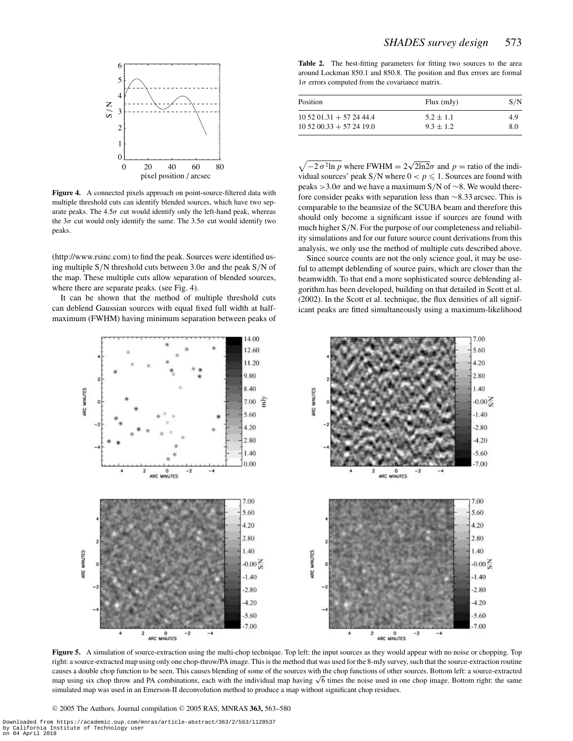**Figure 4.** A connected pixels approach on point-source-filtered data with multiple threshold cuts can identify blended sources, which have two separate peaks. The 4.5$\sigma$ cut would identify only the left-hand peak, whereas the 3$\sigma$ cut would identify only the same. The 3.5$\sigma$ cut would identify two peaks.

(http://www.rsinc.com) to find the peak. Sources were identified using multiple S/N threshold cuts between 3.0$\sigma$ and the peak S/N of the map. These multiple cuts allow separation of blended sources, where there are separate peaks. (see Fig. 4).

It can be shown that the method of multiple threshold cuts can deblend Gaussian sources with equal fixed full width at half-maximum (FWHM) having minimum separation between peaks of $\sqrt{-2\,\sigma^2 \ln p}$ where FWHM $= 2\sqrt{2\ln 2}\sigma$ and $p =$ ratio of the individual sources' peak S/N where $0 < p \leqslant 1$. Sources are found with peaks $>3.0\sigma$ and we have a maximum S/N of ∼8. We would therefore consider peaks with separation less than ∼8.33 arcsec. This is comparable to the beamsize of the SCUBA beam and therefore this should only become a significant issue if sources are found with much higher S/N. For the purpose of our completeness and reliability simulations and for our future source count derivations from this analysis, we only use the method of multiple cuts described above.

Since source counts are not the only science goal, it may be useful to attempt deblending of source pairs, which are closer than the beamwidth. To that end a more sophisticated source deblending algorithm has been developed, building on that detailed in Scott et al. (2002). In the Scott et al. technique, the flux densities of all significant peaks are fitted simultaneously using a maximum-likelihood

**Table 2.** The best-fitting parameters for fitting two sources to the area around Lockman 850.1 and 850.8. The position and flux errors are formal 1$\sigma$ errors computed from the covariance matrix.

| Position | Flux (mJy) | S/N |
|---|---|---|
| 10 52 01.31 + 57 24 44.4 | 5.2 ± 1.1 | 4.9 |
| 10 52 00.33 + 57 24 19.0 | 9.3 ± 1.2 | 8.0 |

**Figure 5.** A simulation of source-extraction using the multi-chop technique. Top left: the input sources as they would appear with no noise or chopping. Top right: a source-extracted map using only one chop-throw/PA image. This is the method that was used for the 8-mJy survey, such that the source-extraction routine causes a double chop function to be seen. This causes blending of some of the sources with the chop functions of other sources. Bottom left: a source-extracted map using six chop throw and PA combinations, each with the individual map having $\sqrt{6}$ times the noise used in one chop image. Bottom right: the same simulated map was used in an Emerson-II deconvolution method to produce a map without significant chop residues.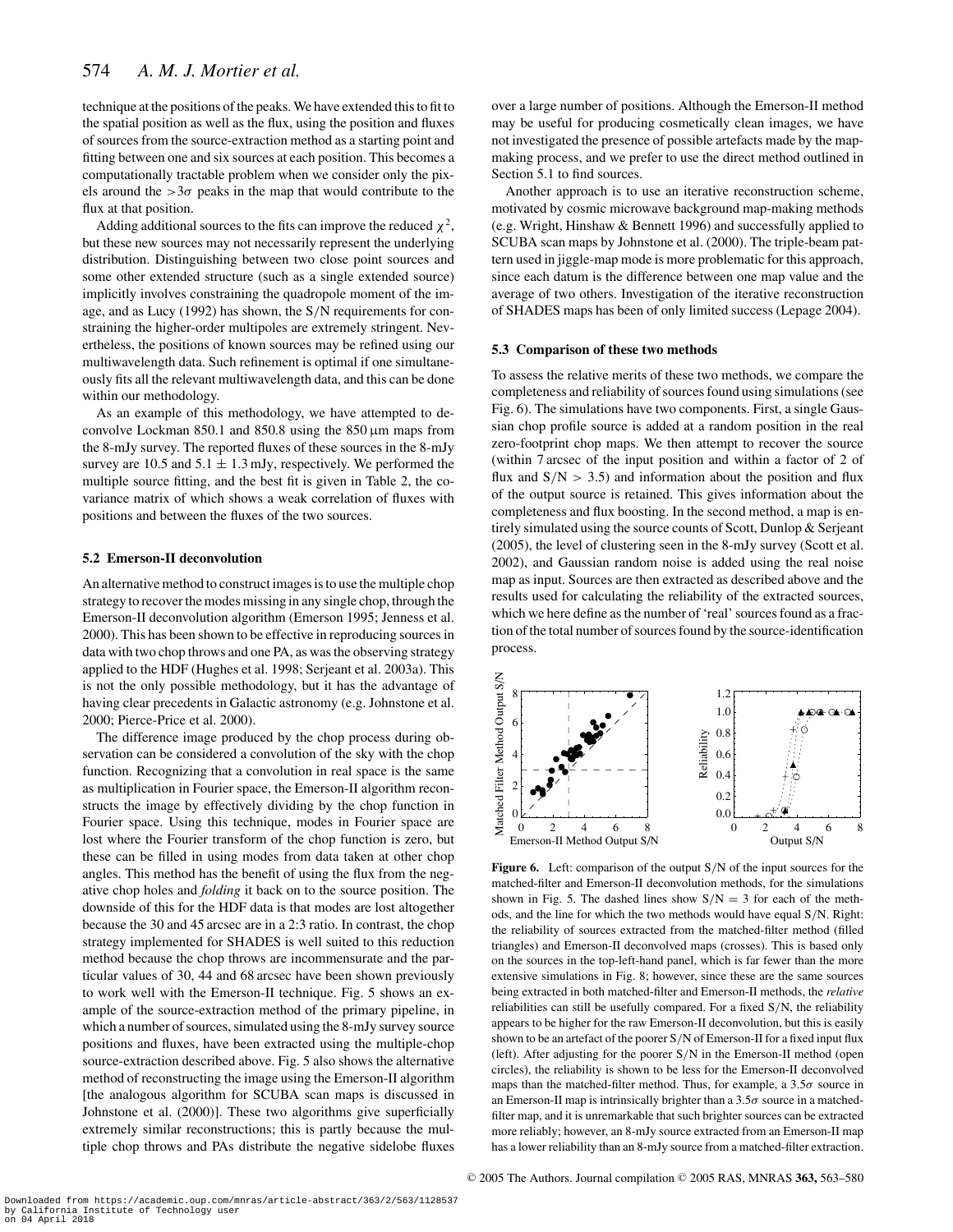technique at the positions of the peaks. We have extended this to fit to the spatial position as well as the flux, using the position and fluxes of sources from the source-extraction method as a starting point and fitting between one and six sources at each position. This becomes a computationally tractable problem when we consider only the pixels around the $>3\sigma$ peaks in the map that would contribute to the flux at that position.

Adding additional sources to the fits can improve the reduced $\chi^2$, but these new sources may not necessarily represent the underlying distribution. Distinguishing between two close point sources and some other extended structure (such as a single extended source) implicitly involves constraining the quadropole moment of the image, and as Lucy (1992) has shown, the S/N requirements for constraining the higher-order multipoles are extremely stringent. Nevertheless, the positions of known sources may be refined using our multiwavelength data. Such refinement is optimal if one simultaneously fits all the relevant multiwavelength data, and this can be done within our methodology.

As an example of this methodology, we have attempted to deconvolve Lockman 850.1 and 850.8 using the 850 μm maps from the 8-mJy survey. The reported fluxes of these sources in the 8-mJy survey are 10.5 and $5.1 \pm 1.3$ mJy, respectively. We performed the multiple source fitting, and the best fit is given in Table 2, the covariance matrix of which shows a weak correlation of fluxes with positions and between the fluxes of the two sources.

### 5.2 Emerson-II deconvolution

An alternative method to construct images is to use the multiple chop strategy to recover the modes missing in any single chop, through the Emerson-II deconvolution algorithm (Emerson 1995; Jenness et al. 2000). This has been shown to be effective in reproducing sources in data with two chop throws and one PA, as was the observing strategy applied to the HDF (Hughes et al. 1998; Serjeant et al. 2003a). This is not the only possible methodology, but it has the advantage of having clear precedents in Galactic astronomy (e.g. Johnstone et al. 2000; Pierce-Price et al. 2000).

The difference image produced by the chop process during observation can be considered a convolution of the sky with the chop function. Recognizing that a convolution in real space is the same as multiplication in Fourier space, the Emerson-II algorithm reconstructs the image by effectively dividing by the chop function in Fourier space. Using this technique, modes in Fourier space are lost where the Fourier transform of the chop function is zero, but these can be filled in using modes from data taken at other chop angles. This method has the benefit of using the flux from the negative chop holes and *folding* it back on to the source position. The downside of this for the HDF data is that modes are lost altogether because the 30 and 45 arcsec are in a 2:3 ratio. In contrast, the chop strategy implemented for SHADES is well suited to this reduction method because the chop throws are incommensurate and the particular values of 30, 44 and 68 arcsec have been shown previously to work well with the Emerson-II technique. Fig. 5 shows an example of the source-extraction method of the primary pipeline, in which a number of sources, simulated using the 8-mJy survey source positions and fluxes, have been extracted using the multiple-chop source-extraction described above. Fig. 5 also shows the alternative method of reconstructing the image using the Emerson-II algorithm [the analogous algorithm for SCUBA scan maps is discussed in Johnstone et al. (2000)]. These two algorithms give superficially extremely similar reconstructions; this is partly because the multiple chop throws and PAs distribute the negative sidelobe fluxes over a large number of positions. Although the Emerson-II method may be useful for producing cosmetically clean images, we have not investigated the presence of possible artefacts made by the map-making process, and we prefer to use the direct method outlined in Section 5.1 to find sources.

Another approach is to use an iterative reconstruction scheme, motivated by cosmic microwave background map-making methods (e.g. Wright, Hinshaw & Bennett 1996) and successfully applied to SCUBA scan maps by Johnstone et al. (2000). The triple-beam pattern used in jiggle-map mode is more problematic for this approach, since each datum is the difference between one map value and the average of two others. Investigation of the iterative reconstruction of SHADES maps has been of only limited success (Lepage 2004).

### 5.3 Comparison of these two methods

To assess the relative merits of these two methods, we compare the completeness and reliability of sources found using simulations (see Fig. 6). The simulations have two components. First, a single Gaussian chop profile source is added at a random position in the real zero-footprint chop maps. We then attempt to recover the source (within 7 arcsec of the input position and within a factor of 2 of flux and $S/N > 3.5$) and information about the position and flux of the output source is retained. This gives information about the completeness and flux boosting. In the second method, a map is entirely simulated using the source counts of Scott, Dunlop & Serjeant (2005), the level of clustering seen in the 8-mJy survey (Scott et al. 2002), and Gaussian random noise is added using the real noise map as input. Sources are then extracted as described above and the results used for calculating the reliability of the extracted sources, which we here define as the number of 'real' sources found as a fraction of the total number of sources found by the source-identification process.

**Figure 6.** Left: comparison of the output S/N of the input sources for the matched-filter and Emerson-II deconvolution methods, for the simulations shown in Fig. 5. The dashed lines show $S/N = 3$ for each of the methods, and the line for which the two methods would have equal S/N. Right: the reliability of sources extracted from the matched-filter method (filled triangles) and Emerson-II deconvolved maps (crosses). This is based only on the sources in the top-left-hand panel, which is far fewer than the more extensive simulations in Fig. 8; however, since these are the same sources being extracted in both matched-filter and Emerson-II methods, the *relative* reliabilities can still be usefully compared. For a fixed S/N, the reliability appears to be higher for the raw Emerson-II deconvolution, but this is easily shown to be an artefact of the poorer S/N of Emerson-II for a fixed input flux (left). After adjusting for the poorer S/N in the Emerson-II method (open circles), the reliability is shown to be less for the Emerson-II deconvolved maps than the matched-filter method. Thus, for example, a $3.5\sigma$ source in an Emerson-II map is intrinsically brighter than a $3.5\sigma$ source in a matched-filter map, and it is unremarkable that such brighter sources can be extracted more reliably; however, an 8-mJy source extracted from an Emerson-II map has a lower reliability than an 8-mJy source from a matched-filter extraction.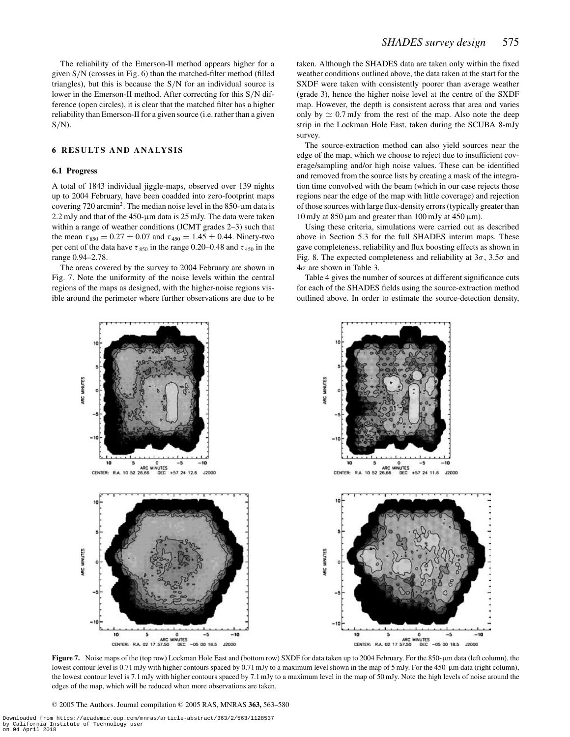The reliability of the Emerson-II method appears higher for a given S/N (crosses in Fig. 6) than the matched-filter method (filled triangles), but this is because the S/N for an individual source is lower in the Emerson-II method. After correcting for this S/N difference (open circles), it is clear that the matched filter has a higher reliability than Emerson-II for a given source (i.e. rather than a given S/N).

## 6 RESULTS AND ANALYSIS

### 6.1 Progress

A total of 1843 individual jiggle-maps, observed over 139 nights up to 2004 February, have been coadded into zero-footprint maps covering 720 arcmin$^2$. The median noise level in the 850-μm data is 2.2 mJy and that of the 450-μm data is 25 mJy. The data were taken within a range of weather conditions (JCMT grades 2–3) such that the mean $\tau_{850} = 0.27 \pm 0.07$ and $\tau_{450} = 1.45 \pm 0.44$. Ninety-two per cent of the data have $\tau_{850}$ in the range 0.20–0.48 and $\tau_{450}$ in the range 0.94–2.78.

The areas covered by the survey to 2004 February are shown in Fig. 7. Note the uniformity of the noise levels within the central regions of the maps as designed, with the higher-noise regions visible around the perimeter where further observations are due to be taken. Although the SHADES data are taken only within the fixed weather conditions outlined above, the data taken at the start for the SXDF were taken with consistently poorer than average weather (grade 3), hence the higher noise level at the centre of the SXDF map. However, the depth is consistent across that area and varies only by $\simeq 0.7$ mJy from the rest of the map. Also note the deep strip in the Lockman Hole East, taken during the SCUBA 8-mJy survey.

The source-extraction method can also yield sources near the edge of the map, which we choose to reject due to insufficient coverage/sampling and/or high noise values. These can be identified and removed from the source lists by creating a mask of the integration time convolved with the beam (which in our case rejects those regions near the edge of the map with little coverage) and rejection of those sources with large flux-density errors (typically greater than 10 mJy at 850 μm and greater than 100 mJy at 450 μm).

Using these criteria, simulations were carried out as described above in Section 5.3 for the full SHADES interim maps. These gave completeness, reliability and flux boosting effects as shown in Fig. 8. The expected completeness and reliability at $3\sigma$, $3.5\sigma$ and $4\sigma$ are shown in Table 3.

Table 4 gives the number of sources at different significance cuts for each of the SHADES fields using the source-extraction method outlined above. In order to estimate the source-detection density,

**Figure 7.** Noise maps of the (top row) Lockman Hole East and (bottom row) SXDF for data taken up to 2004 February. For the 850-μm data (left column), the lowest contour level is 0.71 mJy with higher contours spaced by 0.71 mJy to a maximum level shown in the map of 5 mJy. For the 450-μm data (right column), the lowest contour level is 7.1 mJy with higher contours spaced by 7.1 mJy to a maximum level in the map of 50 mJy. Note the high levels of noise around the edges of the map, which will be reduced when more observations are taken.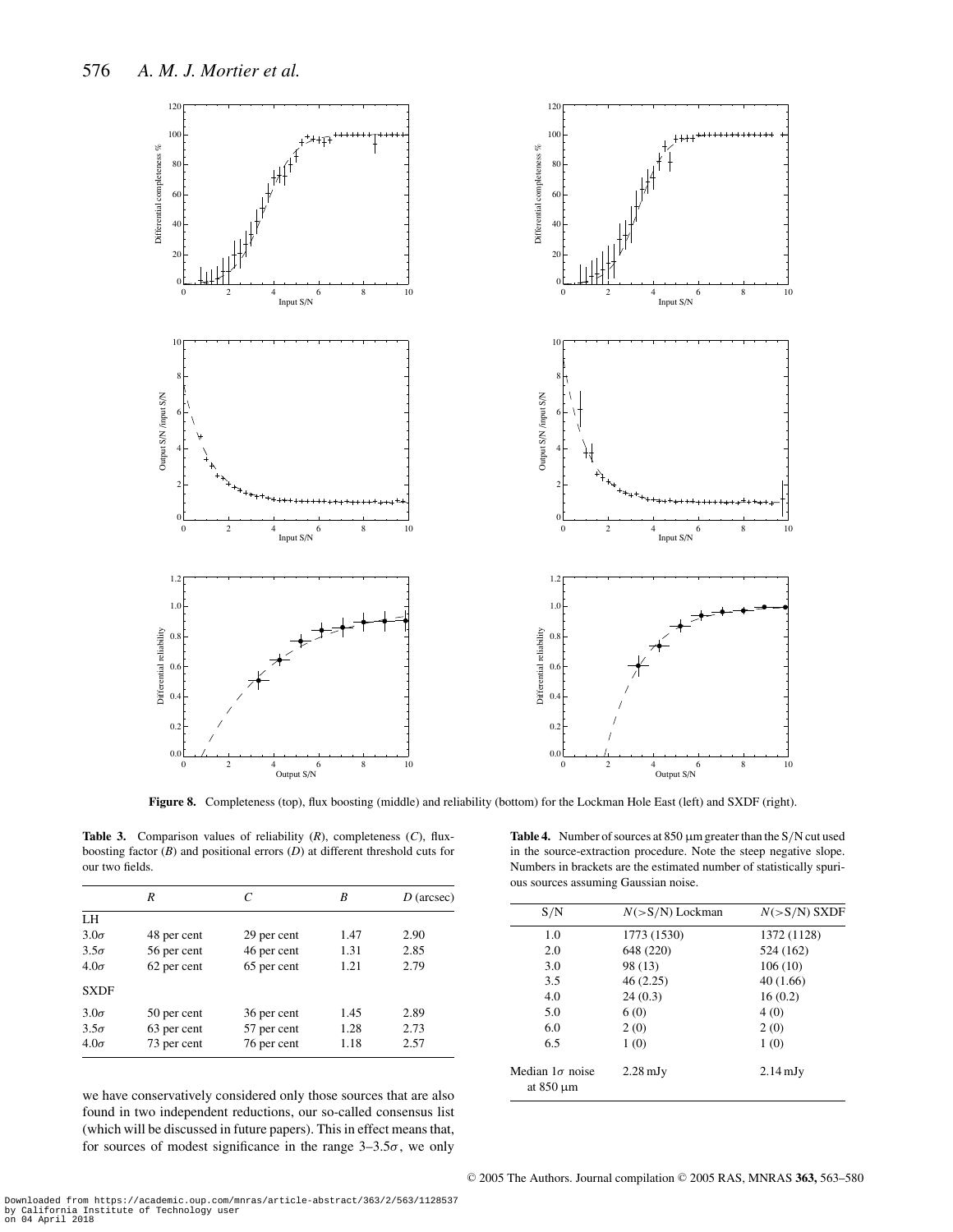**Figure 8.** Completeness (top), flux boosting (middle) and reliability (bottom) for the Lockman Hole East (left) and SXDF (right).

**Table 3.** Comparison values of reliability ($R$), completeness ($C$), flux-boosting factor ($B$) and positional errors ($D$) at different threshold cuts for our two fields.

| | $R$ | $C$ | $B$ | $D$ (arcsec) |
|---|---|---|---|---|
| LH | | | | |
| $3.0\sigma$ | 48 per cent | 29 per cent | 1.47 | 2.90 |
| $3.5\sigma$ | 56 per cent | 46 per cent | 1.31 | 2.85 |
| $4.0\sigma$ | 62 per cent | 65 per cent | 1.21 | 2.79 |
| SXDF | | | | |
| $3.0\sigma$ | 50 per cent | 36 per cent | 1.45 | 2.89 |
| $3.5\sigma$ | 63 per cent | 57 per cent | 1.28 | 2.73 |
| $4.0\sigma$ | 73 per cent | 76 per cent | 1.18 | 2.57 |

**Table 4.** Number of sources at 850 μm greater than the S/N cut used in the source-extraction procedure. Note the steep negative slope. Numbers in brackets are the estimated number of statistically spurious sources assuming Gaussian noise.

| S/N | $N$(>S/N) Lockman | $N$(>S/N) SXDF |
|---|---|---|
| 1.0 | 1773 (1530) | 1372 (1128) |
| 2.0 | 648 (220) | 524 (162) |
| 3.0 | 98 (13) | 106 (10) |
| 3.5 | 46 (2.25) | 40 (1.66) |
| 4.0 | 24 (0.3) | 16 (0.2) |
| 5.0 | 6 (0) | 4 (0) |
| 6.0 | 2 (0) | 2 (0) |
| 6.5 | 1 (0) | 1 (0) |
| Median $1\sigma$ noise at 850 μm | 2.28 mJy | 2.14 mJy |

we have conservatively considered only those sources that are also found in two independent reductions, our so-called consensus list (which will be discussed in future papers). This in effect means that, for sources of modest significance in the range $3$–$3.5\sigma$, we only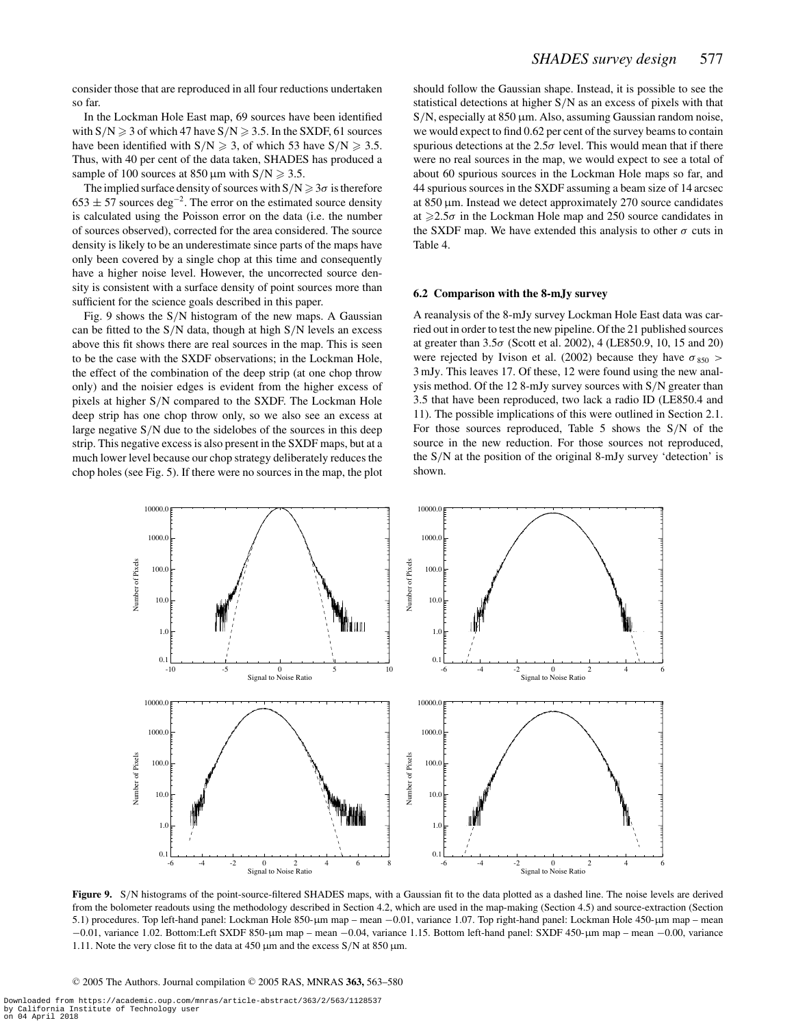consider those that are reproduced in all four reductions undertaken so far.

In the Lockman Hole East map, 69 sources have been identified with $S/N \geqslant 3$ of which 47 have $S/N \geqslant 3.5$. In the SXDF, 61 sources have been identified with $S/N \geqslant 3$, of which 53 have $S/N \geqslant 3.5$. Thus, with 40 per cent of the data taken, SHADES has produced a sample of 100 sources at 850 μm with $S/N \geqslant 3.5$.

The implied surface density of sources with $S/N \geqslant 3\sigma$ is therefore $653 \pm 57$ sources deg$^{-2}$. The error on the estimated source density is calculated using the Poisson error on the data (i.e. the number of sources observed), corrected for the area considered. The source density is likely to be an underestimate since parts of the maps have only been covered by a single chop at this time and consequently have a higher noise level. However, the uncorrected source density is consistent with a surface density of point sources more than sufficient for the science goals described in this paper.

Fig. 9 shows the S/N histogram of the new maps. A Gaussian can be fitted to the S/N data, though at high S/N levels an excess above this fit shows there are real sources in the map. This is seen to be the case with the SXDF observations; in the Lockman Hole, the effect of the combination of the deep strip (at one chop throw only) and the noisier edges is evident from the higher excess of pixels at higher S/N compared to the SXDF. The Lockman Hole deep strip has one chop throw only, so we also see an excess at large negative S/N due to the sidelobes of the sources in this deep strip. This negative excess is also present in the SXDF maps, but at a much lower level because our chop strategy deliberately reduces the chop holes (see Fig. 5). If there were no sources in the map, the plot should follow the Gaussian shape. Instead, it is possible to see the statistical detections at higher S/N as an excess of pixels with that S/N, especially at 850 μm. Also, assuming Gaussian random noise, we would expect to find 0.62 per cent of the survey beams to contain spurious detections at the $2.5\sigma$ level. This would mean that if there were no real sources in the map, we would expect to see a total of about 60 spurious sources in the Lockman Hole maps so far, and 44 spurious sources in the SXDF assuming a beam size of 14 arcsec at 850 μm. Instead we detect approximately 270 source candidates at $\geqslant 2.5\sigma$ in the Lockman Hole map and 250 source candidates in the SXDF map. We have extended this analysis to other $\sigma$ cuts in Table 4.

### 6.2 Comparison with the 8-mJy survey

A reanalysis of the 8-mJy survey Lockman Hole East data was carried out in order to test the new pipeline. Of the 21 published sources at greater than $3.5\sigma$ (Scott et al. 2002), 4 (LE850.9, 10, 15 and 20) were rejected by Ivison et al. (2002) because they have $\sigma_{850} > 3$ mJy. This leaves 17. Of these, 12 were found using the new analysis method. Of the 12 8-mJy survey sources with S/N greater than 3.5 that have been reproduced, two lack a radio ID (LE850.4 and 11). The possible implications of this were outlined in Section 2.1. For those sources reproduced, Table 5 shows the S/N of the source in the new reduction. For those sources not reproduced, the S/N at the position of the original 8-mJy survey 'detection' is shown.

**Figure 9.** S/N histograms of the point-source-filtered SHADES maps, with a Gaussian fit to the data plotted as a dashed line. The noise levels are derived from the bolometer readouts using the methodology described in Section 4.2, which are used in the map-making (Section 4.5) and source-extraction (Section 5.1) procedures. Top left-hand panel: Lockman Hole 850-μm map – mean −0.01, variance 1.07. Top right-hand panel: Lockman Hole 450-μm map – mean −0.01, variance 1.02. Bottom:Left SXDF 850-μm map – mean −0.04, variance 1.15. Bottom left-hand panel: SXDF 450-μm map – mean −0.00, variance 1.11. Note the very close fit to the data at 450 μm and the excess S/N at 850 μm.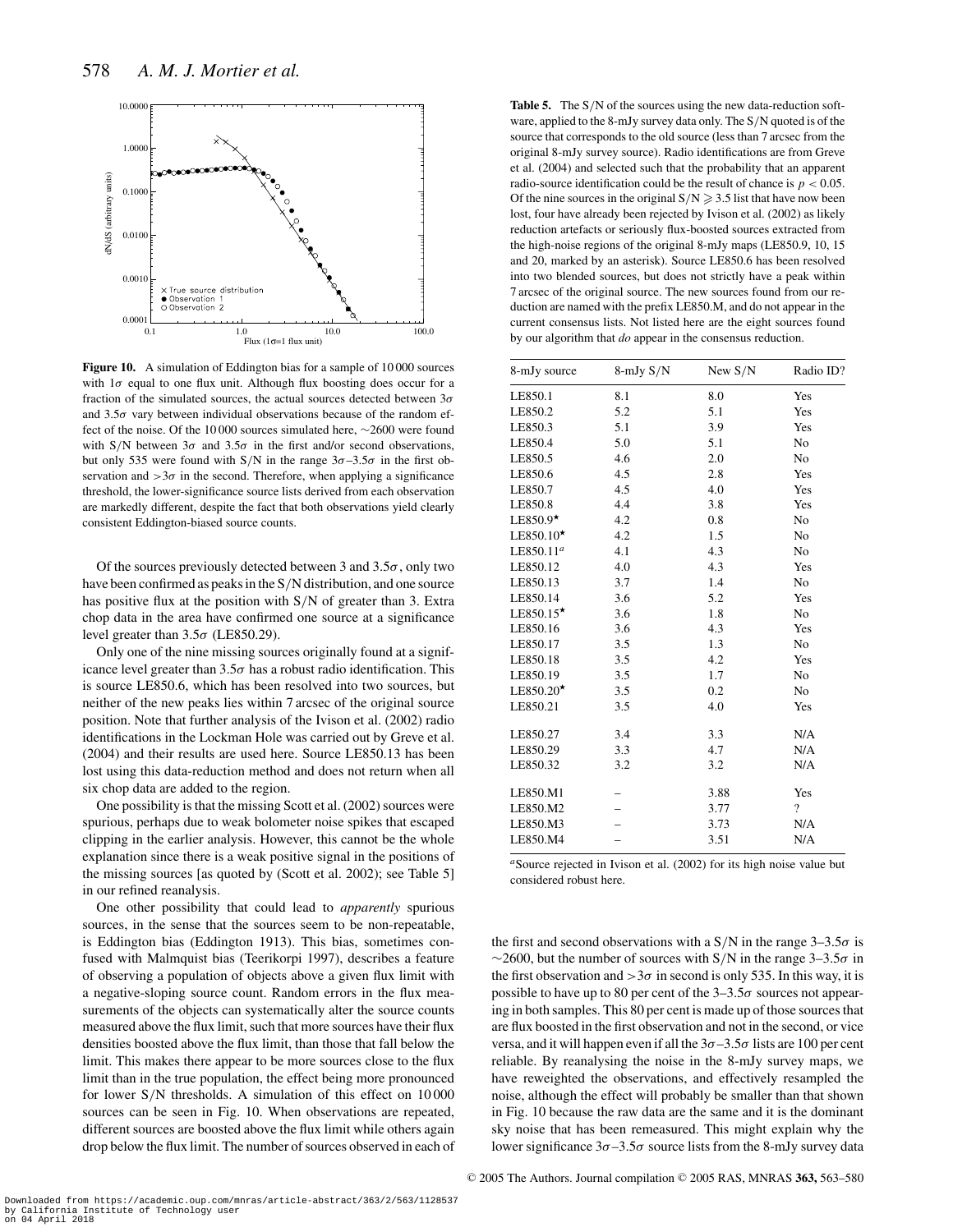**Figure 10.** A simulation of Eddington bias for a sample of 10 000 sources with $1\sigma$ equal to one flux unit. Although flux boosting does occur for a fraction of the simulated sources, the actual sources detected between $3\sigma$ and $3.5\sigma$ vary between individual observations because of the random effect of the noise. Of the 10 000 sources simulated here, ∼2600 were found with S/N between $3\sigma$ and $3.5\sigma$ in the first and/or second observations, but only 535 were found with S/N in the range $3\sigma$–$3.5\sigma$ in the first observation and $>3\sigma$ in the second. Therefore, when applying a significance threshold, the lower-significance source lists derived from each observation are markedly different, despite the fact that both observations yield clearly consistent Eddington-biased source counts.

Of the sources previously detected between 3 and $3.5\sigma$, only two have been confirmed as peaks in the S/N distribution, and one source has positive flux at the position with S/N of greater than 3. Extra chop data in the area have confirmed one source at a significance level greater than $3.5\sigma$ (LE850.29).

Only one of the nine missing sources originally found at a significance level greater than $3.5\sigma$ has a robust radio identification. This is source LE850.6, which has been resolved into two sources, but neither of the new peaks lies within 7 arcsec of the original source position. Note that further analysis of the Ivison et al. (2002) radio identifications in the Lockman Hole was carried out by Greve et al. (2004) and their results are used here. Source LE850.13 has been lost using this data-reduction method and does not return when all six chop data are added to the region.

One possibility is that the missing Scott et al. (2002) sources were spurious, perhaps due to weak bolometer noise spikes that escaped clipping in the earlier analysis. However, this cannot be the whole explanation since there is a weak positive signal in the positions of the missing sources [as quoted by (Scott et al. 2002); see Table 5] in our refined reanalysis.

One other possibility that could lead to *apparently* spurious sources, in the sense that the sources seem to be non-repeatable, is Eddington bias (Eddington 1913). This bias, sometimes confused with Malmquist bias (Teerikorpi 1997), describes a feature of observing a population of objects above a given flux limit with a negative-sloping source count. Random errors in the flux measurements of the objects can systematically alter the source counts measured above the flux limit, such that more sources have their flux densities boosted above the flux limit, than those that fall below the limit. This makes there appear to be more sources close to the flux limit than in the true population, the effect being more pronounced for lower S/N thresholds. A simulation of this effect on 10 000 sources can be seen in Fig. 10. When observations are repeated, different sources are boosted above the flux limit while others again drop below the flux limit. The number of sources observed in each of the first and second observations with a S/N in the range $3$–$3.5\sigma$ is ∼2600, but the number of sources with S/N in the range $3$–$3.5\sigma$ in the first observation and $>3\sigma$ in second is only 535. In this way, it is possible to have up to 80 per cent of the $3$–$3.5\sigma$ sources not appearing in both samples. This 80 per cent is made up of those sources that are flux boosted in the first observation and not in the second, or vice versa, and it will happen even if all the $3\sigma$–$3.5\sigma$ lists are 100 per cent reliable. By reanalysing the noise in the 8-mJy survey maps, we have reweighted the observations, and effectively resampled the noise, although the effect will probably be smaller than that shown in Fig. 10 because the raw data are the same and it is the dominant sky noise that has been remeasured. This might explain why the lower significance $3\sigma$–$3.5\sigma$ source lists from the 8-mJy survey data

**Table 5.** The S/N of the sources using the new data-reduction software, applied to the 8-mJy survey data only. The S/N quoted is of the source that corresponds to the old source (less than 7 arcsec from the original 8-mJy survey source). Radio identifications are from Greve et al. (2004) and selected such that the probability that an apparent radio-source identification could be the result of chance is $p < 0.05$. Of the nine sources in the original S/N $\geqslant 3.5$ list that have now been lost, four have already been rejected by Ivison et al. (2002) as likely reduction artefacts or seriously flux-boosted sources extracted from the high-noise regions of the original 8-mJy maps (LE850.9, 10, 15 and 20, marked by an asterisk). Source LE850.6 has been resolved into two blended sources, but does not strictly have a peak within 7 arcsec of the original source. The new sources found from our reduction are named with the prefix LE850.M, and do not appear in the current consensus lists. Not listed here are the eight sources found by our algorithm that *do* appear in the consensus reduction.

| 8-mJy source | 8-mJy S/N | New S/N | Radio ID? |
|---|---|---|---|
| LE850.1 | 8.1 | 8.0 | Yes |
| LE850.2 | 5.2 | 5.1 | Yes |
| LE850.3 | 5.1 | 3.9 | Yes |
| LE850.4 | 5.0 | 5.1 | No |
| LE850.5 | 4.6 | 2.0 | No |
| LE850.6 | 4.5 | 2.8 | Yes |
| LE850.7 | 4.5 | 4.0 | Yes |
| LE850.8 | 4.4 | 3.8 | Yes |
| LE850.9⋆ | 4.2 | 0.8 | No |
| LE850.10⋆ | 4.2 | 1.5 | No |
| LE850.11[a] | 4.1 | 4.3 | No |
| LE850.12 | 4.0 | 4.3 | Yes |
| LE850.13 | 3.7 | 1.4 | No |
| LE850.14 | 3.6 | 5.2 | Yes |
| LE850.15⋆ | 3.6 | 1.8 | No |
| LE850.16 | 3.6 | 4.3 | Yes |
| LE850.17 | 3.5 | 1.3 | No |
| LE850.18 | 3.5 | 4.2 | Yes |
| LE850.19 | 3.5 | 1.7 | No |
| LE850.20⋆ | 3.5 | 0.2 | No |
| LE850.21 | 3.5 | 4.0 | Yes |
| LE850.27 | 3.4 | 3.3 | N/A |
| LE850.29 | 3.3 | 4.7 | N/A |
| LE850.32 | 3.2 | 3.2 | N/A |
| LE850.M1 | – | 3.88 | Yes |
| LE850.M2 | – | 3.77 | ? |
| LE850.M3 | – | 3.73 | N/A |
| LE850.M4 | – | 3.51 | N/A |

[a]Source rejected in Ivison et al. (2002) for its high noise value but considered robust here.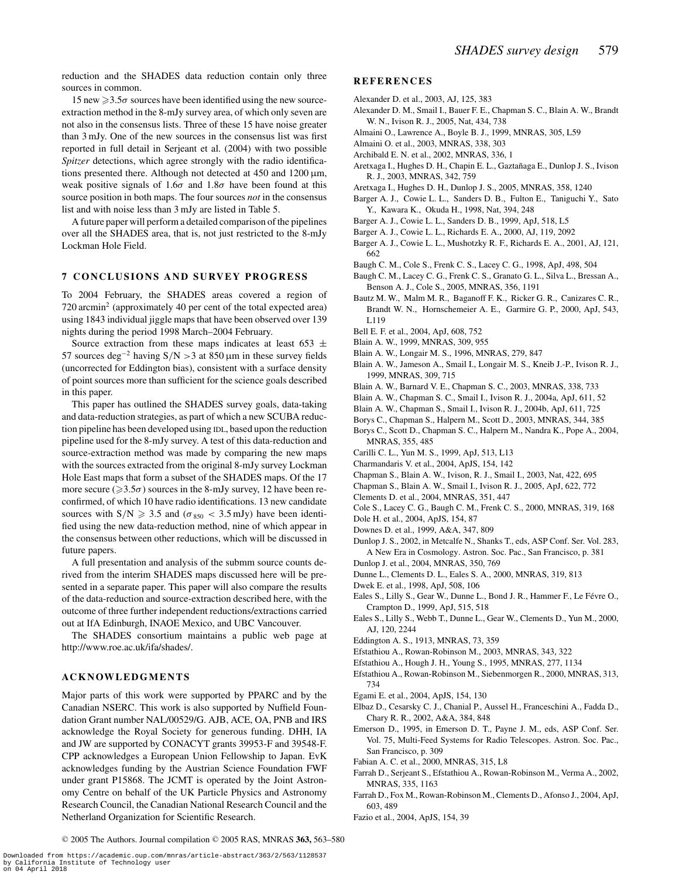reduction and the SHADES data reduction contain only three sources in common.

15 new $\geqslant 3.5\sigma$ sources have been identified using the new source-extraction method in the 8-mJy survey area, of which only seven are not also in the consensus lists. Three of these 15 have noise greater than 3 mJy. One of the new sources in the consensus list was first reported in full detail in Serjeant et al. (2004) with two possible *Spitzer* detections, which agree strongly with the radio identifications presented there. Although not detected at 450 and 1200 μm, weak positive signals of $1.6\sigma$ and $1.8\sigma$ have been found at this source position in both maps. The four sources *not* in the consensus list and with noise less than 3 mJy are listed in Table 5.

A future paper will perform a detailed comparison of the pipelines over all the SHADES area, that is, not just restricted to the 8-mJy Lockman Hole Field.

## 7 CONCLUSIONS AND SURVEY PROGRESS

To 2004 February, the SHADES areas covered a region of 720 arcmin$^2$ (approximately 40 per cent of the total expected area) using 1843 individual jiggle maps that have been observed over 139 nights during the period 1998 March–2004 February.

Source extraction from these maps indicates at least $653 \pm 57$ sources deg$^{-2}$ having S/N $>3$ at 850 μm in these survey fields (uncorrected for Eddington bias), consistent with a surface density of point sources more than sufficient for the science goals described in this paper.

This paper has outlined the SHADES survey goals, data-taking and data-reduction strategies, as part of which a new SCUBA reduction pipeline has been developed using IDL, based upon the reduction pipeline used for the 8-mJy survey. A test of this data-reduction and source-extraction method was made by comparing the new maps with the sources extracted from the original 8-mJy survey Lockman Hole East maps that form a subset of the SHADES maps. Of the 17 more secure ($\geqslant 3.5\sigma$) sources in the 8-mJy survey, 12 have been reconfirmed, of which 10 have radio identifications. 13 new candidate sources with S/N $\geqslant 3.5$ and ($\sigma_{850} < 3.5$ mJy) have been identified using the new data-reduction method, nine of which appear in the consensus between other reductions, which will be discussed in future papers.

A full presentation and analysis of the submm source counts derived from the interim SHADES maps discussed here will be presented in a separate paper. This paper will also compare the results of the data-reduction and source-extraction described here, with the outcome of three further independent reductions/extractions carried out at IfA Edinburgh, INAOE Mexico, and UBC Vancouver.

The SHADES consortium maintains a public web page at http://www.roe.ac.uk/ifa/shades/.

## ACKNOWLEDGMENTS

Major parts of this work were supported by PPARC and by the Canadian NSERC. This work is also supported by Nuffield Foundation Grant number NAL/00529/G. AJB, ACE, OA, PNB and IRS acknowledge the Royal Society for generous funding. DHH, IA and JW are supported by CONACYT grants 39953-F and 39548-F. CPP acknowledges a European Union Fellowship to Japan. EvK acknowledges funding by the Austrian Science Foundation FWF under grant P15868. The JCMT is operated by the Joint Astronomy Centre on behalf of the UK Particle Physics and Astronomy Research Council, the Canadian National Research Council and the Netherland Organization for Scientific Research.

## REFERENCES

Alexander D. et al., 2003, AJ, 125, 383
Alexander D. M., Smail I., Bauer F. E., Chapman S. C., Blain A. W., Brandt W. N., Ivison R. J., 2005, Nat, 434, 738
Almaini O., Lawrence A., Boyle B. J., 1999, MNRAS, 305, L59
Almaini O. et al., 2003, MNRAS, 338, 303
Archibald E. N. et al., 2002, MNRAS, 336, 1
Aretxaga I., Hughes D. H., Chapin E. L., Gaztañaga E., Dunlop J. S., Ivison R. J., 2003, MNRAS, 342, 759
Aretxaga I., Hughes D. H., Dunlop J. S., 2005, MNRAS, 358, 1240
Barger A. J., Cowie L. L., Sanders D. B., Fulton E., Taniguchi Y., Sato Y., Kawara K., Okuda H., 1998, Nat, 394, 248
Barger A. J., Cowie L. L., Sanders D. B., 1999, ApJ, 518, L5
Barger A. J., Cowie L. L., Richards E. A., 2000, AJ, 119, 2092
Barger A. J., Cowie L. L., Mushotzky R. F., Richards E. A., 2001, AJ, 121, 662
Baugh C. M., Cole S., Frenk C. S., Lacey C. G., 1998, ApJ, 498, 504
Baugh C. M., Lacey C. G., Frenk C. S., Granato G. L., Silva L., Bressan A., Benson A. J., Cole S., 2005, MNRAS, 356, 1191
Bautz M. W., Malm M. R., Baganoff F. K., Ricker G. R., Canizares C. R., Brandt W. N., Hornschemeier A. E., Garmire G. P., 2000, ApJ, 543, L119
Bell E. F. et al., 2004, ApJ, 608, 752
Blain A. W., 1999, MNRAS, 309, 955
Blain A. W., Longair M. S., 1996, MNRAS, 279, 847
Blain A. W., Jameson A., Smail I., Longair M. S., Kneib J.-P., Ivison R. J., 1999, MNRAS, 309, 715
Blain A. W., Barnard V. E., Chapman S. C., 2003, MNRAS, 338, 733
Blain A. W., Chapman S. C., Smail I., Ivison R. J., 2004a, ApJ, 611, 52
Blain A. W., Chapman S., Smail I., Ivison R. J., 2004b, ApJ, 611, 725
Borys C., Chapman S., Halpern M., Scott D., 2003, MNRAS, 344, 385
Borys C., Scott D., Chapman S. C., Halpern M., Nandra K., Pope A., 2004, MNRAS, 355, 485
Carilli C. L., Yun M. S., 1999, ApJ, 513, L13
Charmandaris V. et al., 2004, ApJS, 154, 142
Chapman S., Blain A. W., Ivison, R. J., Smail I., 2003, Nat, 422, 695
Chapman S., Blain A. W., Smail I., Ivison R. J., 2005, ApJ, 622, 772
Clements D. et al., 2004, MNRAS, 351, 447
Cole S., Lacey C. G., Baugh C. M., Frenk C. S., 2000, MNRAS, 319, 168
Dole H. et al., 2004, ApJS, 154, 87
Downes D. et al., 1999, A&A, 347, 809
Dunlop J. S., 2002, in Metcalfe N., Shanks T., eds, ASP Conf. Ser. Vol. 283, A New Era in Cosmology. Astron. Soc. Pac., San Francisco, p. 381
Dunlop J. et al., 2004, MNRAS, 350, 769
Dunne L., Clements D. L., Eales S. A., 2000, MNRAS, 319, 813
Dwek E. et al., 1998, ApJ, 508, 106
Eales S., Lilly S., Gear W., Dunne L., Bond J. R., Hammer F., Le Févre O., Crampton D., 1999, ApJ, 515, 518
Eales S., Lilly S., Webb T., Dunne L., Gear W., Clements D., Yun M., 2000, AJ, 120, 2244
Eddington A. S., 1913, MNRAS, 73, 359
Efstathiou A., Rowan-Robinson M., 2003, MNRAS, 343, 322
Efstathiou A., Hough J. H., Young S., 1995, MNRAS, 277, 1134
Efstathiou A., Rowan-Robinson M., Siebenmorgen R., 2000, MNRAS, 313, 734
Egami E. et al., 2004, ApJS, 154, 130
Elbaz D., Cesarsky C. J., Chanial P., Aussel H., Franceschini A., Fadda D., Chary R. R., 2002, A&A, 384, 848
Emerson D., 1995, in Emerson D. T., Payne J. M., eds, ASP Conf. Ser. Vol. 75, Multi-Feed Systems for Radio Telescopes. Astron. Soc. Pac., San Francisco, p. 309
Fabian A. C. et al., 2000, MNRAS, 315, L8
Farrah D., Serjeant S., Efstathiou A., Rowan-Robinson M., Verma A., 2002, MNRAS, 335, 1163
Farrah D., Fox M., Rowan-Robinson M., Clements D., Afonso J., 2004, ApJ, 603, 489
Fazio et al., 2004, ApJS, 154, 39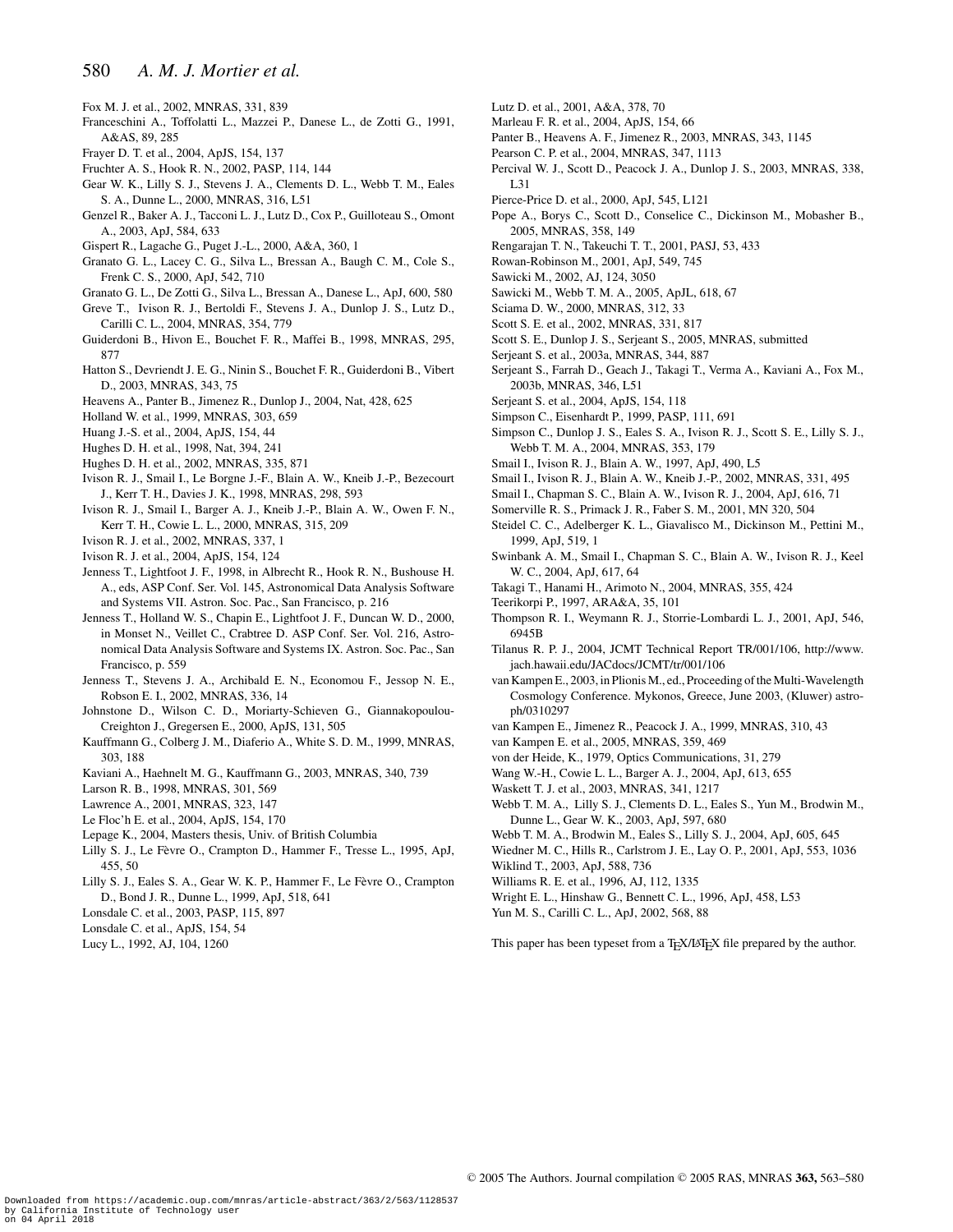Fox M. J. et al., 2002, MNRAS, 331, 839

Franceschini A., Toffolatti L., Mazzei P., Danese L., de Zotti G., 1991, A&AS, 89, 285

Frayer D. T. et al., 2004, ApJS, 154, 137

Fruchter A. S., Hook R. N., 2002, PASP, 114, 144

Gear W. K., Lilly S. J., Stevens J. A., Clements D. L., Webb T. M., Eales S. A., Dunne L., 2000, MNRAS, 316, L51

Genzel R., Baker A. J., Tacconi L. J., Lutz D., Cox P., Guilloteau S., Omont A., 2003, ApJ, 584, 633

Gispert R., Lagache G., Puget J.-L., 2000, A&A, 360, 1

Granato G. L., Lacey C. G., Silva L., Bressan A., Baugh C. M., Cole S., Frenk C. S., 2000, ApJ, 542, 710

Granato G. L., De Zotti G., Silva L., Bressan A., Danese L., ApJ, 600, 580

Greve T., Ivison R. J., Bertoldi F., Stevens J. A., Dunlop J. S., Lutz D., Carilli C. L., 2004, MNRAS, 354, 779

Guiderdoni B., Hivon E., Bouchet F. R., Maffei B., 1998, MNRAS, 295, 877

Hatton S., Devriendt J. E. G., Ninin S., Bouchet F. R., Guiderdoni B., Vibert D., 2003, MNRAS, 343, 75

Heavens A., Panter B., Jimenez R., Dunlop J., 2004, Nat, 428, 625

Holland W. et al., 1999, MNRAS, 303, 659

Huang J.-S. et al., 2004, ApJS, 154, 44

Hughes D. H. et al., 1998, Nat, 394, 241

Hughes D. H. et al., 2002, MNRAS, 335, 871

Ivison R. J., Smail I., Le Borgne J.-F., Blain A. W., Kneib J.-P., Bezecourt J., Kerr T. H., Davies J. K., 1998, MNRAS, 298, 593

Ivison R. J., Smail I., Barger A. J., Kneib J.-P., Blain A. W., Owen F. N., Kerr T. H., Cowie L. L., 2000, MNRAS, 315, 209

Ivison R. J. et al., 2002, MNRAS, 337, 1

Ivison R. J. et al., 2004, ApJS, 154, 124

Jenness T., Lightfoot J. F., 1998, in Albrecht R., Hook R. N., Bushouse H. A., eds, ASP Conf. Ser. Vol. 145, Astronomical Data Analysis Software and Systems VII. Astron. Soc. Pac., San Francisco, p. 216

Jenness T., Holland W. S., Chapin E., Lightfoot J. F., Duncan W. D., 2000, in Monset N., Veillet C., Crabtree D. ASP Conf. Ser. Vol. 216, Astronomical Data Analysis Software and Systems IX. Astron. Soc. Pac., San Francisco, p. 559

Jenness T., Stevens J. A., Archibald E. N., Economou F., Jessop N. E., Robson E. I., 2002, MNRAS, 336, 14

Johnstone D., Wilson C. D., Moriarty-Schieven G., Giannakopoulou-Creighton J., Gregersen E., 2000, ApJS, 131, 505

Kauffmann G., Colberg J. M., Diaferio A., White S. D. M., 1999, MNRAS, 303, 188

Kaviani A., Haehnelt M. G., Kauffmann G., 2003, MNRAS, 340, 739

Larson R. B., 1998, MNRAS, 301, 569

Lawrence A., 2001, MNRAS, 323, 147

Le Floc'h E. et al., 2004, ApJS, 154, 170

Lepage K., 2004, Masters thesis, Univ. of British Columbia

Lilly S. J., Le Fèvre O., Crampton D., Hammer F., Tresse L., 1995, ApJ, 455, 50

Lilly S. J., Eales S. A., Gear W. K. P., Hammer F., Le Fèvre O., Crampton D., Bond J. R., Dunne L., 1999, ApJ, 518, 641

Lonsdale C. et al., 2003, PASP, 115, 897

Lonsdale C. et al., ApJS, 154, 54

Lucy L., 1992, AJ, 104, 1260

Lutz D. et al., 2001, A&A, 378, 70

Marleau F. R. et al., 2004, ApJS, 154, 66

Panter B., Heavens A. F., Jimenez R., 2003, MNRAS, 343, 1145

Pearson C. P. et al., 2004, MNRAS, 347, 1113

Percival W. J., Scott D., Peacock J. A., Dunlop J. S., 2003, MNRAS, 338, L31

Pierce-Price D. et al., 2000, ApJ, 545, L121

Pope A., Borys C., Scott D., Conselice C., Dickinson M., Mobasher B., 2005, MNRAS, 358, 149

Rengarajan T. N., Takeuchi T. T., 2001, PASJ, 53, 433

Rowan-Robinson M., 2001, ApJ, 549, 745

Sawicki M., 2002, AJ, 124, 3050

Sawicki M., Webb T. M. A., 2005, ApJL, 618, 67

Sciama D. W., 2000, MNRAS, 312, 33

Scott S. E. et al., 2002, MNRAS, 331, 817

Scott S. E., Dunlop J. S., Serjeant S., 2005, MNRAS, submitted

Serjeant S. et al., 2003a, MNRAS, 344, 887

Serjeant S., Farrah D., Geach J., Takagi T., Verma A., Kaviani A., Fox M., 2003b, MNRAS, 346, L51

Serjeant S. et al., 2004, ApJS, 154, 118

Simpson C., Eisenhardt P., 1999, PASP, 111, 691

Simpson C., Dunlop J. S., Eales S. A., Ivison R. J., Scott S. E., Lilly S. J., Webb T. M. A., 2004, MNRAS, 353, 179

Smail I., Ivison R. J., Blain A. W., 1997, ApJ, 490, L5

Smail I., Ivison R. J., Blain A. W., Kneib J.-P., 2002, MNRAS, 331, 495

Smail I., Chapman S. C., Blain A. W., Ivison R. J., 2004, ApJ, 616, 71

Somerville R. S., Primack J. R., Faber S. M., 2001, MN 320, 504

Steidel C. C., Adelberger K. L., Giavalisco M., Dickinson M., Pettini M., 1999, ApJ, 519, 1

Swinbank A. M., Smail I., Chapman S. C., Blain A. W., Ivison R. J., Keel W. C., 2004, ApJ, 617, 64

Takagi T., Hanami H., Arimoto N., 2004, MNRAS, 355, 424

Teerikorpi P., 1997, ARA&A, 35, 101

Thompson R. I., Weymann R. J., Storrie-Lombardi L. J., 2001, ApJ, 546, 6945B

Tilanus R. P. J., 2004, JCMT Technical Report TR/001/106, http://www.jach.hawaii.edu/JACdocs/JCMT/tr/001/106

van Kampen E., 2003, in Plionis M., ed., Proceeding of the Multi-Wavelength Cosmology Conference. Mykonos, Greece, June 2003, (Kluwer) astro-ph/0310297

van Kampen E., Jimenez R., Peacock J. A., 1999, MNRAS, 310, 43

van Kampen E. et al., 2005, MNRAS, 359, 469

von der Heide, K., 1979, Optics Communications, 31, 279

Wang W.-H., Cowie L. L., Barger A. J., 2004, ApJ, 613, 655

Waskett T. J. et al., 2003, MNRAS, 341, 1217

Webb T. M. A., Lilly S. J., Clements D. L., Eales S., Yun M., Brodwin M., Dunne L., Gear W. K., 2003, ApJ, 597, 680

Webb T. M. A., Brodwin M., Eales S., Lilly S. J., 2004, ApJ, 605, 645

Wiedner M. C., Hills R., Carlstrom J. E., Lay O. P., 2001, ApJ, 553, 1036

Wiklind T., 2003, ApJ, 588, 736

Williams R. E. et al., 1996, AJ, 112, 1335

Wright E. L., Hinshaw G., Bennett C. L., 1996, ApJ, 458, L53

Yun M. S., Carilli C. L., ApJ, 2002, 568, 88

This paper has been typeset from a TEX/LATEX file prepared by the author.